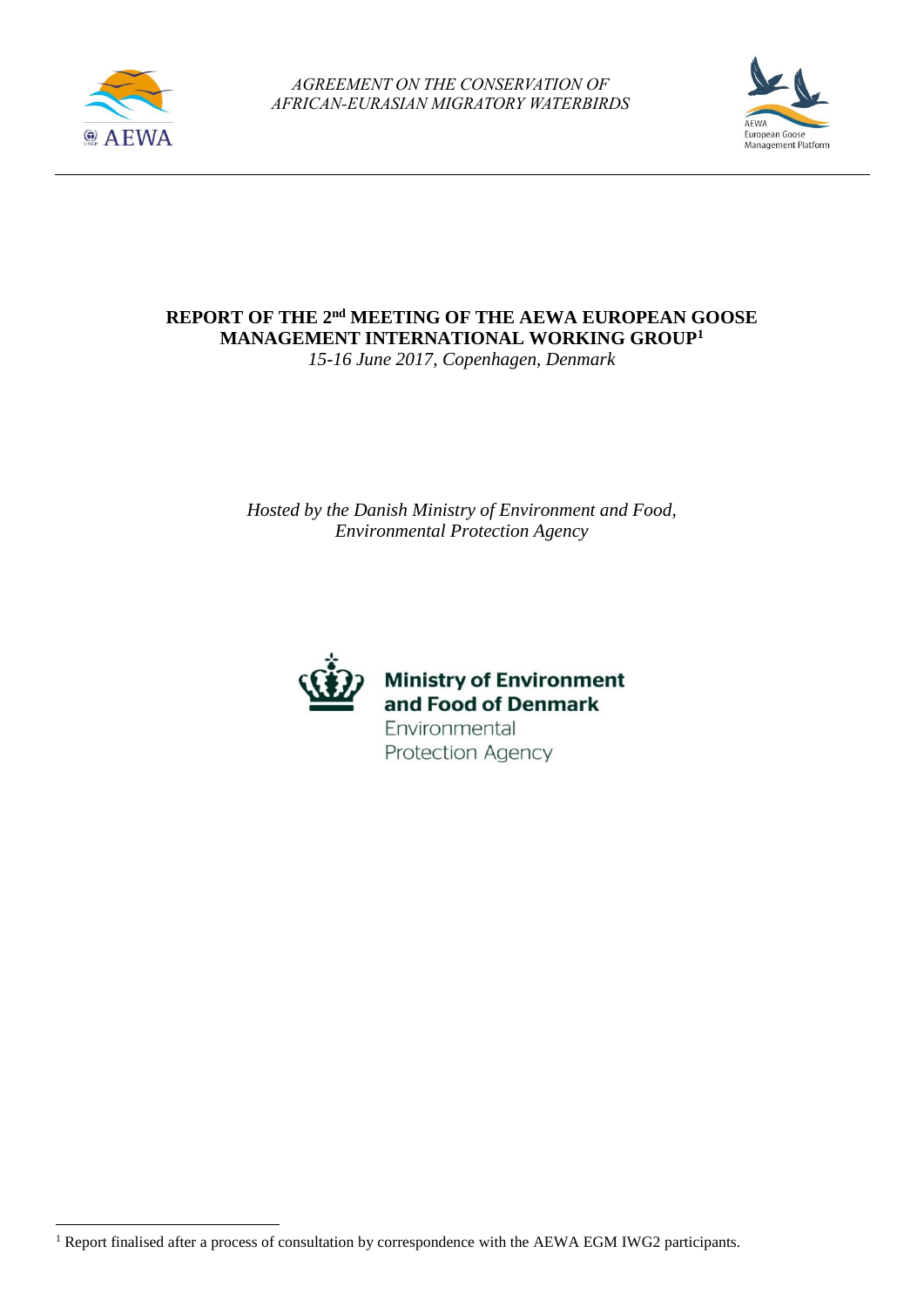*AGREEMENT ON THE CONSERVATION OF AFRICAN-EURASIAN MIGRATORY WATERBIRDS*

# REPORT OF THE 2nd MEETING OF THE AEWA EUROPEAN GOOSE MANAGEMENT INTERNATIONAL WORKING GROUP[1]

*15-16 June 2017, Copenhagen, Denmark*

*Hosted by the Danish Ministry of Environment and Food, Environmental Protection Agency*

**Ministry of Environment and Food of Denmark**
Environmental Protection Agency

---

[1] Report finalised after a process of consultation by correspondence with the AEWA EGM IWG2 participants.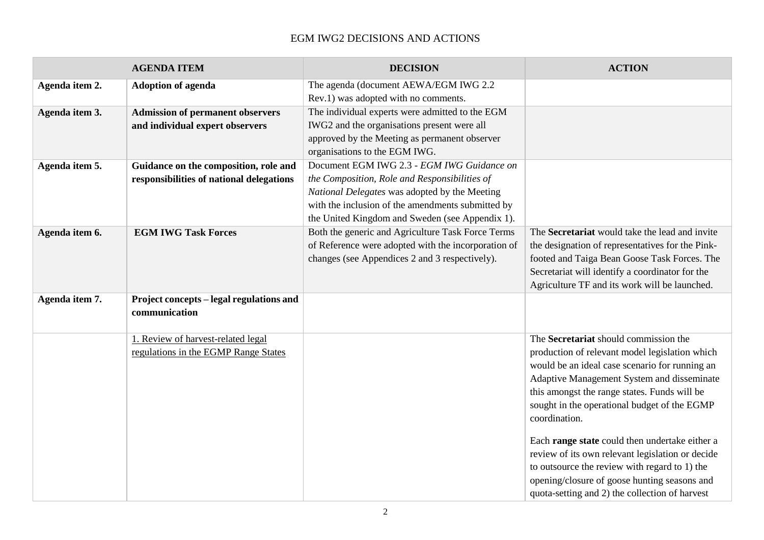# EGM IWG2 DECISIONS AND ACTIONS

| AGENDA ITEM | | DECISION | ACTION |
|---|---|---|---|
| **Agenda item 2.** | **Adoption of agenda** | The agenda (document AEWA/EGM IWG 2.2 Rev.1) was adopted with no comments. | |
| **Agenda item 3.** | **Admission of permanent observers and individual expert observers** | The individual experts were admitted to the EGM IWG2 and the organisations present were all approved by the Meeting as permanent observer organisations to the EGM IWG. | |
| **Agenda item 5.** | **Guidance on the composition, role and responsibilities of national delegations** | Document EGM IWG 2.3 - *EGM IWG Guidance on the Composition, Role and Responsibilities of National Delegates* was adopted by the Meeting with the inclusion of the amendments submitted by the United Kingdom and Sweden (see Appendix 1). | |
| **Agenda item 6.** | **EGM IWG Task Forces** | Both the generic and Agriculture Task Force Terms of Reference were adopted with the incorporation of changes (see Appendices 2 and 3 respectively). | The **Secretariat** would take the lead and invite the designation of representatives for the Pink-footed and Taiga Bean Goose Task Forces. The Secretariat will identify a coordinator for the Agriculture TF and its work will be launched. |
| **Agenda item 7.** | **Project concepts – legal regulations and communication** | | |
| | 1. Review of harvest-related legal regulations in the EGMP Range States | | The **Secretariat** should commission the production of relevant model legislation which would be an ideal case scenario for running an Adaptive Management System and disseminate this amongst the range states. Funds will be sought in the operational budget of the EGMP coordination.<br><br>Each **range state** could then undertake either a review of its own relevant legislation or decide to outsource the review with regard to 1) the opening/closure of goose hunting seasons and quota-setting and 2) the collection of harvest |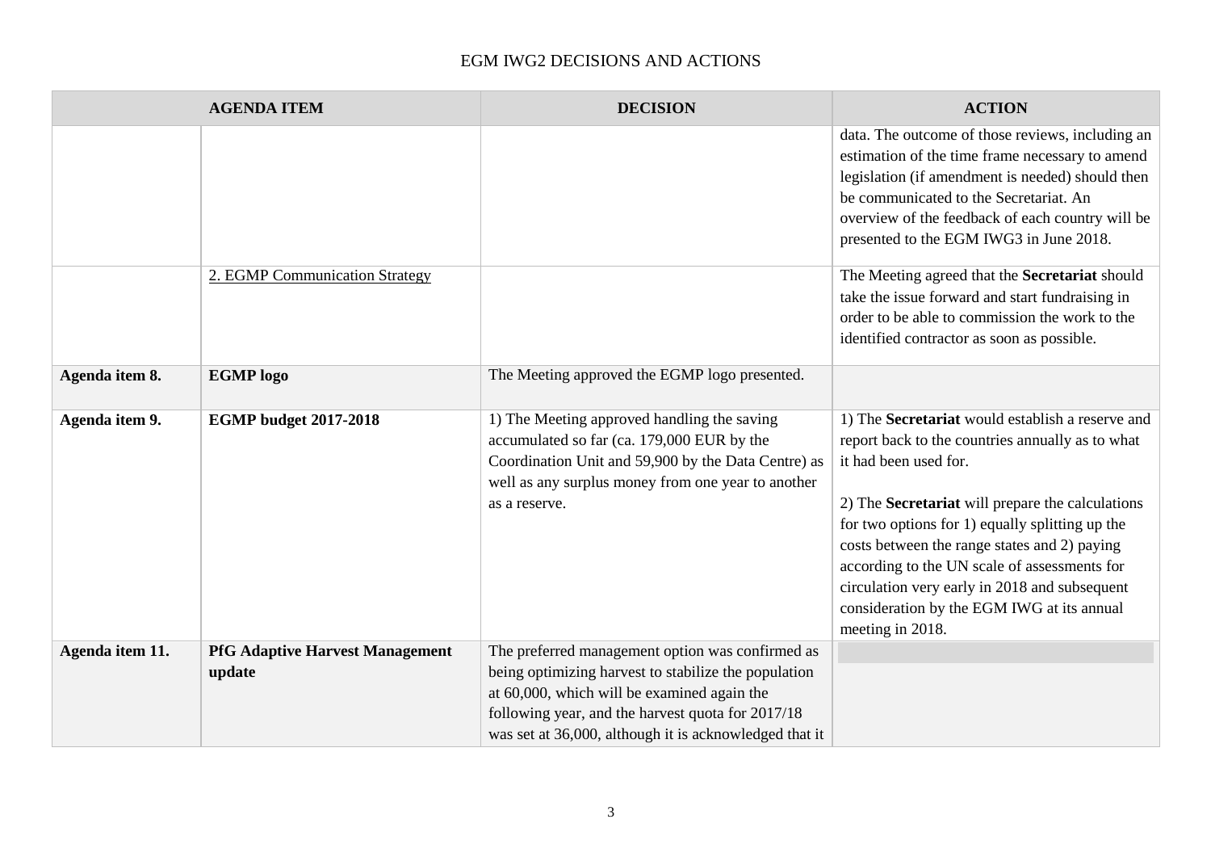EGM IWG2 DECISIONS AND ACTIONS

| AGENDA ITEM | | DECISION | ACTION |
|---|---|---|---|
| | | | data. The outcome of those reviews, including an estimation of the time frame necessary to amend legislation (if amendment is needed) should then be communicated to the Secretariat. An overview of the feedback of each country will be presented to the EGM IWG3 in June 2018. |
| | 2. EGMP Communication Strategy | | The Meeting agreed that the **Secretariat** should take the issue forward and start fundraising in order to be able to commission the work to the identified contractor as soon as possible. |
| **Agenda item 8.** | **EGMP logo** | The Meeting approved the EGMP logo presented. | |
| **Agenda item 9.** | **EGMP budget 2017-2018** | 1) The Meeting approved handling the saving accumulated so far (ca. 179,000 EUR by the Coordination Unit and 59,900 by the Data Centre) as well as any surplus money from one year to another as a reserve. | 1) The **Secretariat** would establish a reserve and report back to the countries annually as to what it had been used for.<br><br>2) The **Secretariat** will prepare the calculations for two options for 1) equally splitting up the costs between the range states and 2) paying according to the UN scale of assessments for circulation very early in 2018 and subsequent consideration by the EGM IWG at its annual meeting in 2018. |
| **Agenda item 11.** | **PfG Adaptive Harvest Management update** | The preferred management option was confirmed as being optimizing harvest to stabilize the population at 60,000, which will be examined again the following year, and the harvest quota for 2017/18 was set at 36,000, although it is acknowledged that it | |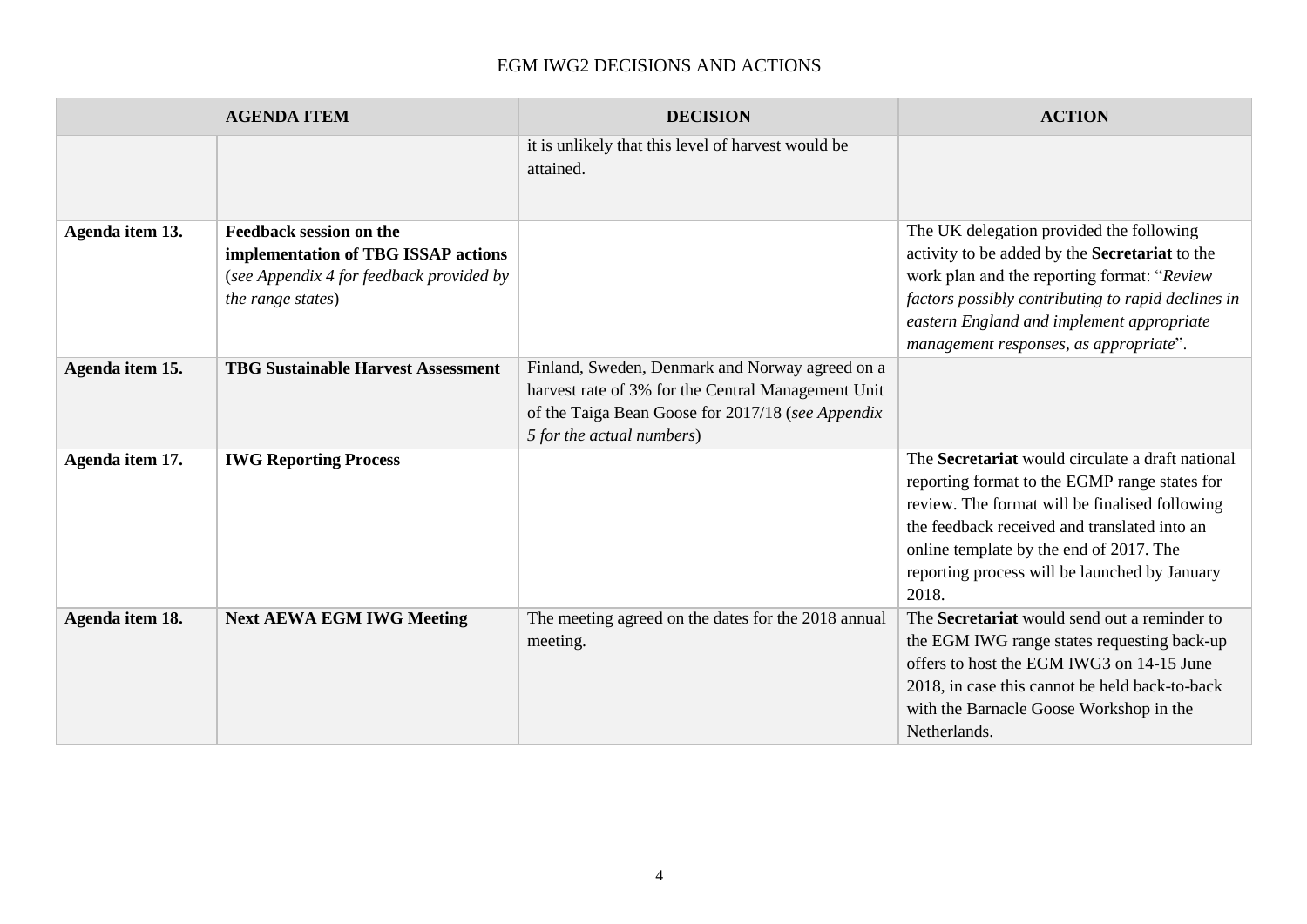# EGM IWG2 DECISIONS AND ACTIONS

| AGENDA ITEM | | DECISION | ACTION |
|---|---|---|---|
| | | it is unlikely that this level of harvest would be attained. | |
| **Agenda item 13.** | **Feedback session on the implementation of TBG ISSAP actions** (*see Appendix 4 for feedback provided by the range states*) | | The UK delegation provided the following activity to be added by the **Secretariat** to the work plan and the reporting format: "*Review factors possibly contributing to rapid declines in eastern England and implement appropriate management responses, as appropriate*". |
| **Agenda item 15.** | **TBG Sustainable Harvest Assessment** | Finland, Sweden, Denmark and Norway agreed on a harvest rate of 3% for the Central Management Unit of the Taiga Bean Goose for 2017/18 (*see Appendix 5 for the actual numbers*) | |
| **Agenda item 17.** | **IWG Reporting Process** | | The **Secretariat** would circulate a draft national reporting format to the EGMP range states for review. The format will be finalised following the feedback received and translated into an online template by the end of 2017. The reporting process will be launched by January 2018. |
| **Agenda item 18.** | **Next AEWA EGM IWG Meeting** | The meeting agreed on the dates for the 2018 annual meeting. | The **Secretariat** would send out a reminder to the EGM IWG range states requesting back-up offers to host the EGM IWG3 on 14-15 June 2018, in case this cannot be held back-to-back with the Barnacle Goose Workshop in the Netherlands. |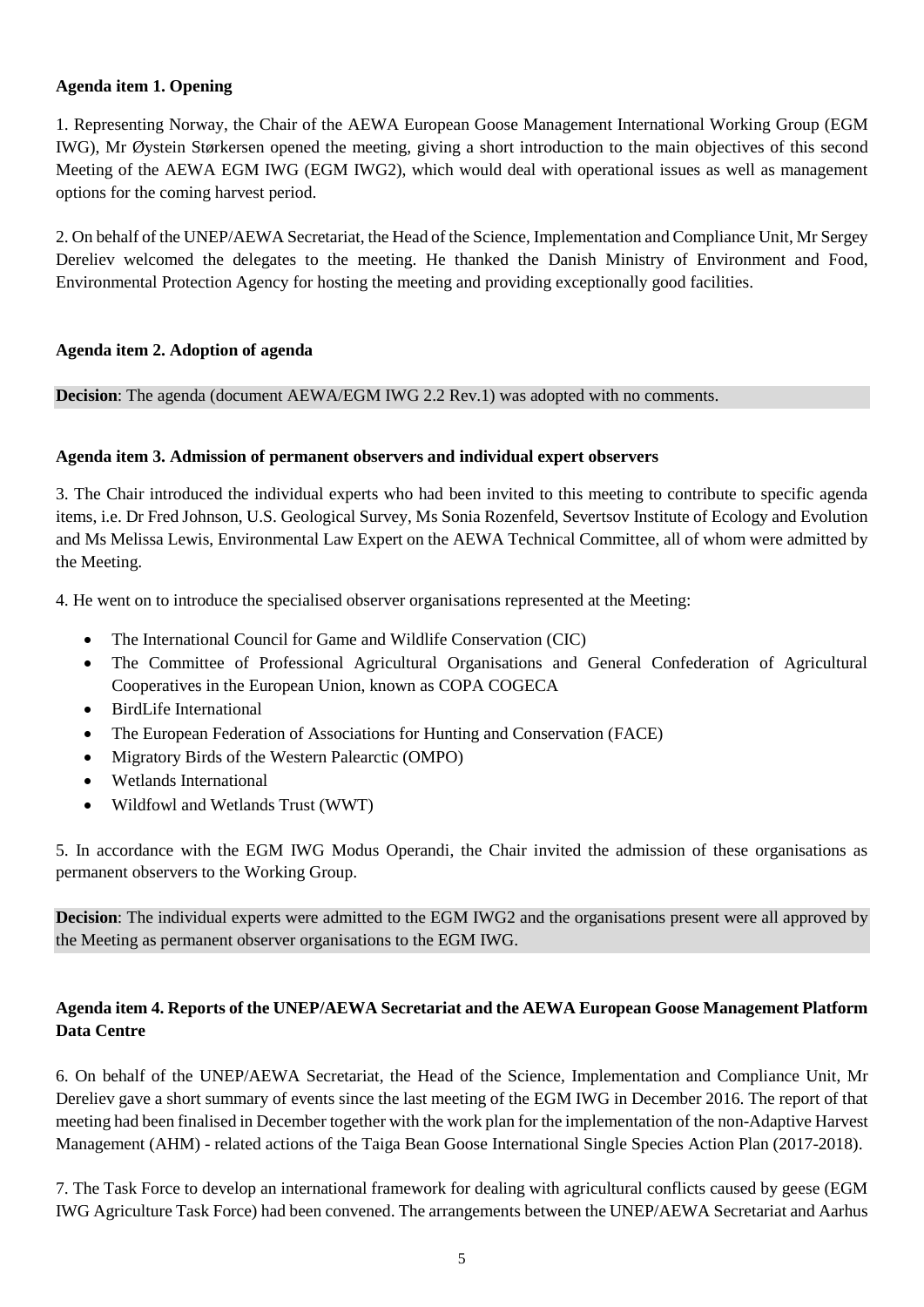**Agenda item 1. Opening**

1. Representing Norway, the Chair of the AEWA European Goose Management International Working Group (EGM IWG), Mr Øystein Størkersen opened the meeting, giving a short introduction to the main objectives of this second Meeting of the AEWA EGM IWG (EGM IWG2), which would deal with operational issues as well as management options for the coming harvest period.

2. On behalf of the UNEP/AEWA Secretariat, the Head of the Science, Implementation and Compliance Unit, Mr Sergey Dereliev welcomed the delegates to the meeting. He thanked the Danish Ministry of Environment and Food, Environmental Protection Agency for hosting the meeting and providing exceptionally good facilities.

**Agenda item 2. Adoption of agenda**

**Decision**: The agenda (document AEWA/EGM IWG 2.2 Rev.1) was adopted with no comments.

**Agenda item 3. Admission of permanent observers and individual expert observers**

3. The Chair introduced the individual experts who had been invited to this meeting to contribute to specific agenda items, i.e. Dr Fred Johnson, U.S. Geological Survey, Ms Sonia Rozenfeld, Severtsov Institute of Ecology and Evolution and Ms Melissa Lewis, Environmental Law Expert on the AEWA Technical Committee, all of whom were admitted by the Meeting.

4. He went on to introduce the specialised observer organisations represented at the Meeting:

- The International Council for Game and Wildlife Conservation (CIC)
- The Committee of Professional Agricultural Organisations and General Confederation of Agricultural Cooperatives in the European Union, known as COPA COGECA
- BirdLife International
- The European Federation of Associations for Hunting and Conservation (FACE)
- Migratory Birds of the Western Palearctic (OMPO)
- Wetlands International
- Wildfowl and Wetlands Trust (WWT)

5. In accordance with the EGM IWG Modus Operandi, the Chair invited the admission of these organisations as permanent observers to the Working Group.

**Decision**: The individual experts were admitted to the EGM IWG2 and the organisations present were all approved by the Meeting as permanent observer organisations to the EGM IWG.

**Agenda item 4. Reports of the UNEP/AEWA Secretariat and the AEWA European Goose Management Platform Data Centre**

6. On behalf of the UNEP/AEWA Secretariat, the Head of the Science, Implementation and Compliance Unit, Mr Dereliev gave a short summary of events since the last meeting of the EGM IWG in December 2016. The report of that meeting had been finalised in December together with the work plan for the implementation of the non-Adaptive Harvest Management (AHM) - related actions of the Taiga Bean Goose International Single Species Action Plan (2017-2018).

7. The Task Force to develop an international framework for dealing with agricultural conflicts caused by geese (EGM IWG Agriculture Task Force) had been convened. The arrangements between the UNEP/AEWA Secretariat and Aarhus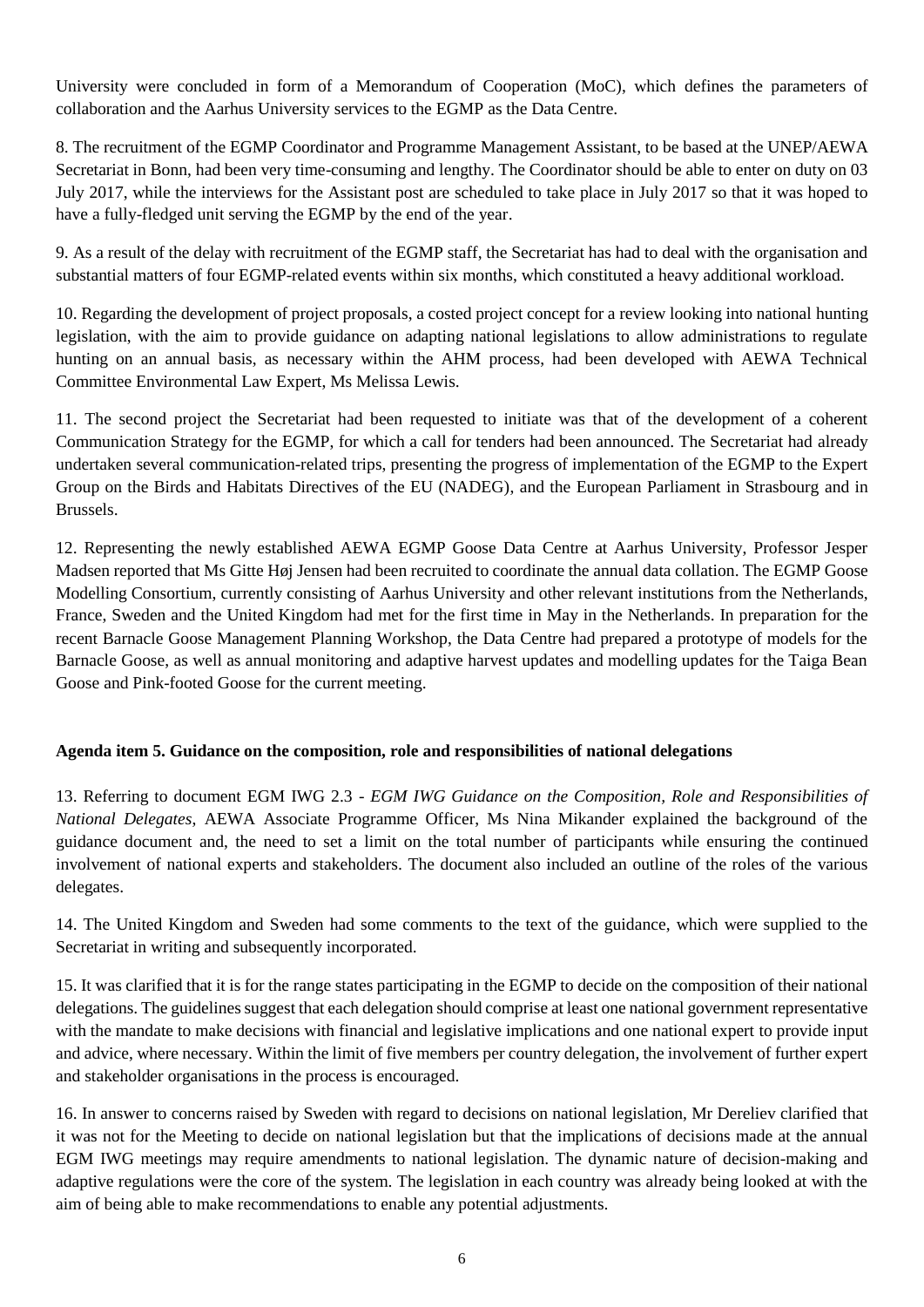University were concluded in form of a Memorandum of Cooperation (MoC), which defines the parameters of collaboration and the Aarhus University services to the EGMP as the Data Centre.

8. The recruitment of the EGMP Coordinator and Programme Management Assistant, to be based at the UNEP/AEWA Secretariat in Bonn, had been very time-consuming and lengthy. The Coordinator should be able to enter on duty on 03 July 2017, while the interviews for the Assistant post are scheduled to take place in July 2017 so that it was hoped to have a fully-fledged unit serving the EGMP by the end of the year.

9. As a result of the delay with recruitment of the EGMP staff, the Secretariat has had to deal with the organisation and substantial matters of four EGMP-related events within six months, which constituted a heavy additional workload.

10. Regarding the development of project proposals, a costed project concept for a review looking into national hunting legislation, with the aim to provide guidance on adapting national legislations to allow administrations to regulate hunting on an annual basis, as necessary within the AHM process, had been developed with AEWA Technical Committee Environmental Law Expert, Ms Melissa Lewis.

11. The second project the Secretariat had been requested to initiate was that of the development of a coherent Communication Strategy for the EGMP, for which a call for tenders had been announced. The Secretariat had already undertaken several communication-related trips, presenting the progress of implementation of the EGMP to the Expert Group on the Birds and Habitats Directives of the EU (NADEG), and the European Parliament in Strasbourg and in Brussels.

12. Representing the newly established AEWA EGMP Goose Data Centre at Aarhus University, Professor Jesper Madsen reported that Ms Gitte Høj Jensen had been recruited to coordinate the annual data collation. The EGMP Goose Modelling Consortium, currently consisting of Aarhus University and other relevant institutions from the Netherlands, France, Sweden and the United Kingdom had met for the first time in May in the Netherlands. In preparation for the recent Barnacle Goose Management Planning Workshop, the Data Centre had prepared a prototype of models for the Barnacle Goose, as well as annual monitoring and adaptive harvest updates and modelling updates for the Taiga Bean Goose and Pink-footed Goose for the current meeting.

**Agenda item 5. Guidance on the composition, role and responsibilities of national delegations**

13. Referring to document EGM IWG 2.3 - *EGM IWG Guidance on the Composition, Role and Responsibilities of National Delegates*, AEWA Associate Programme Officer, Ms Nina Mikander explained the background of the guidance document and, the need to set a limit on the total number of participants while ensuring the continued involvement of national experts and stakeholders. The document also included an outline of the roles of the various delegates.

14. The United Kingdom and Sweden had some comments to the text of the guidance, which were supplied to the Secretariat in writing and subsequently incorporated.

15. It was clarified that it is for the range states participating in the EGMP to decide on the composition of their national delegations. The guidelines suggest that each delegation should comprise at least one national government representative with the mandate to make decisions with financial and legislative implications and one national expert to provide input and advice, where necessary. Within the limit of five members per country delegation, the involvement of further expert and stakeholder organisations in the process is encouraged.

16. In answer to concerns raised by Sweden with regard to decisions on national legislation, Mr Dereliev clarified that it was not for the Meeting to decide on national legislation but that the implications of decisions made at the annual EGM IWG meetings may require amendments to national legislation. The dynamic nature of decision-making and adaptive regulations were the core of the system. The legislation in each country was already being looked at with the aim of being able to make recommendations to enable any potential adjustments.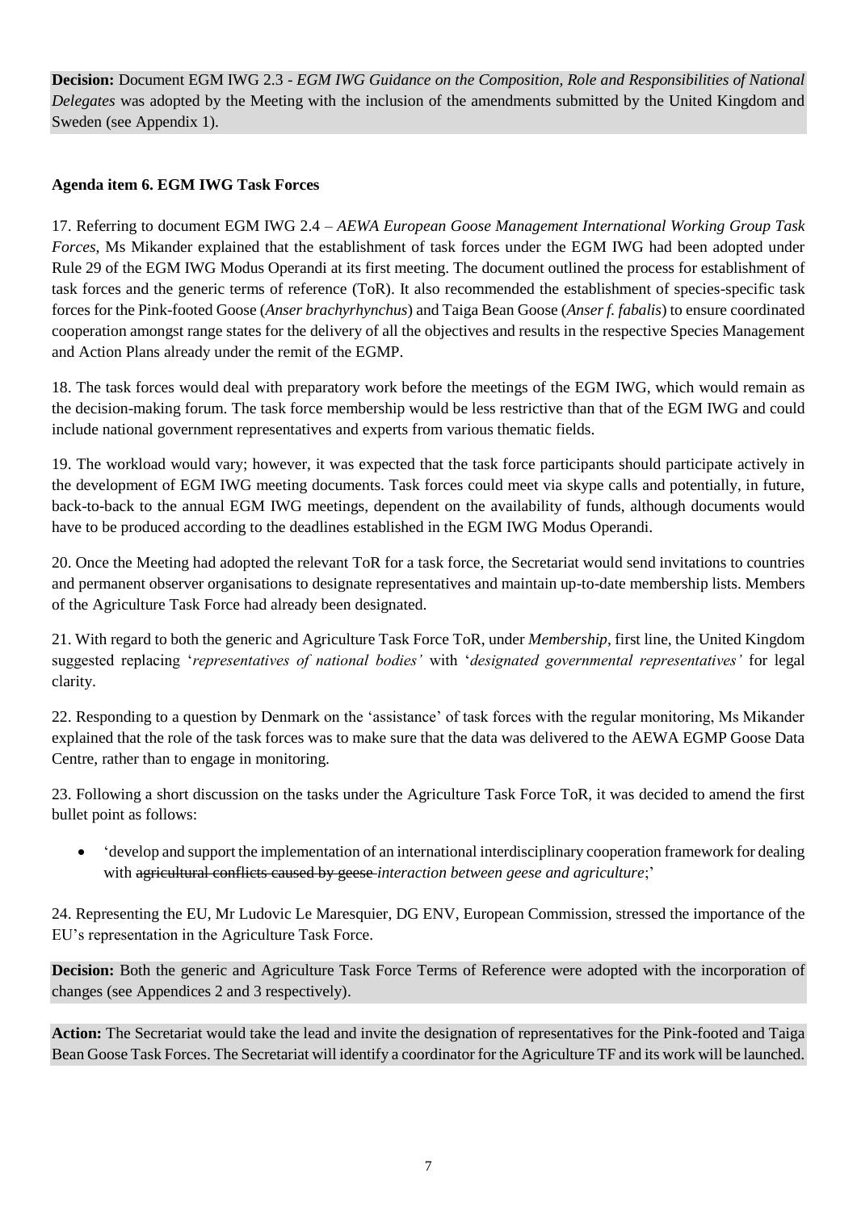**Decision:** Document EGM IWG 2.3 - *EGM IWG Guidance on the Composition, Role and Responsibilities of National Delegates* was adopted by the Meeting with the inclusion of the amendments submitted by the United Kingdom and Sweden (see Appendix 1).

**Agenda item 6. EGM IWG Task Forces**

17. Referring to document EGM IWG 2.4 – *AEWA European Goose Management International Working Group Task Forces*, Ms Mikander explained that the establishment of task forces under the EGM IWG had been adopted under Rule 29 of the EGM IWG Modus Operandi at its first meeting. The document outlined the process for establishment of task forces and the generic terms of reference (ToR). It also recommended the establishment of species-specific task forces for the Pink-footed Goose (*Anser brachyrhynchus*) and Taiga Bean Goose (*Anser f. fabalis*) to ensure coordinated cooperation amongst range states for the delivery of all the objectives and results in the respective Species Management and Action Plans already under the remit of the EGMP.

18. The task forces would deal with preparatory work before the meetings of the EGM IWG, which would remain as the decision-making forum. The task force membership would be less restrictive than that of the EGM IWG and could include national government representatives and experts from various thematic fields.

19. The workload would vary; however, it was expected that the task force participants should participate actively in the development of EGM IWG meeting documents. Task forces could meet via skype calls and potentially, in future, back-to-back to the annual EGM IWG meetings, dependent on the availability of funds, although documents would have to be produced according to the deadlines established in the EGM IWG Modus Operandi.

20. Once the Meeting had adopted the relevant ToR for a task force, the Secretariat would send invitations to countries and permanent observer organisations to designate representatives and maintain up-to-date membership lists. Members of the Agriculture Task Force had already been designated.

21. With regard to both the generic and Agriculture Task Force ToR, under *Membership*, first line, the United Kingdom suggested replacing '*representatives of national bodies'* with '*designated governmental representatives'* for legal clarity.

22. Responding to a question by Denmark on the 'assistance' of task forces with the regular monitoring, Ms Mikander explained that the role of the task forces was to make sure that the data was delivered to the AEWA EGMP Goose Data Centre, rather than to engage in monitoring.

23. Following a short discussion on the tasks under the Agriculture Task Force ToR, it was decided to amend the first bullet point as follows:

- 'develop and support the implementation of an international interdisciplinary cooperation framework for dealing with ~~agricultural conflicts caused by geese~~ *interaction between geese and agriculture*;'

24. Representing the EU, Mr Ludovic Le Maresquier, DG ENV, European Commission, stressed the importance of the EU's representation in the Agriculture Task Force.

**Decision:** Both the generic and Agriculture Task Force Terms of Reference were adopted with the incorporation of changes (see Appendices 2 and 3 respectively).

**Action:** The Secretariat would take the lead and invite the designation of representatives for the Pink-footed and Taiga Bean Goose Task Forces. The Secretariat will identify a coordinator for the Agriculture TF and its work will be launched.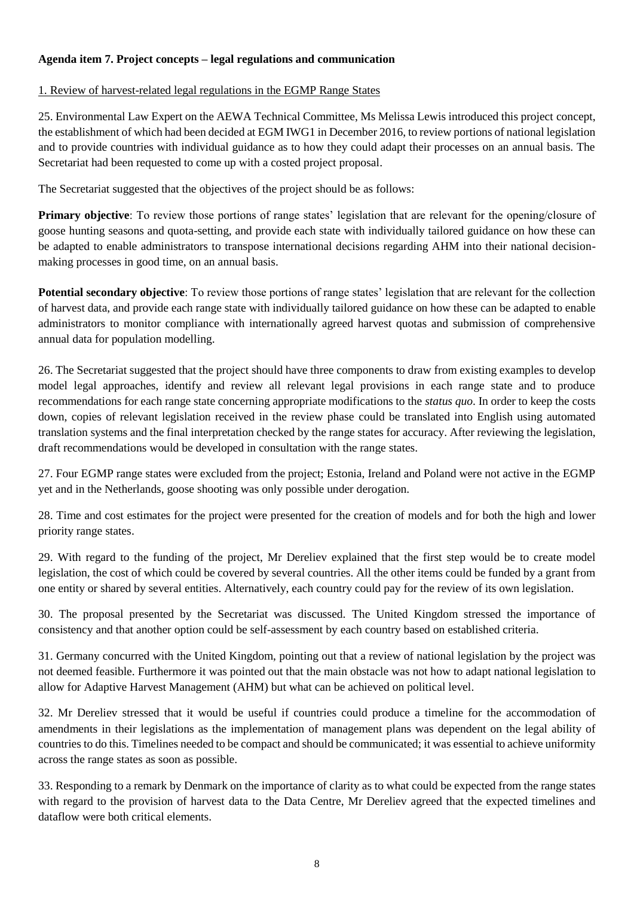**Agenda item 7. Project concepts – legal regulations and communication**

1. Review of harvest-related legal regulations in the EGMP Range States

25. Environmental Law Expert on the AEWA Technical Committee, Ms Melissa Lewis introduced this project concept, the establishment of which had been decided at EGM IWG1 in December 2016, to review portions of national legislation and to provide countries with individual guidance as to how they could adapt their processes on an annual basis. The Secretariat had been requested to come up with a costed project proposal.

The Secretariat suggested that the objectives of the project should be as follows:

**Primary objective**: To review those portions of range states' legislation that are relevant for the opening/closure of goose hunting seasons and quota-setting, and provide each state with individually tailored guidance on how these can be adapted to enable administrators to transpose international decisions regarding AHM into their national decision-making processes in good time, on an annual basis.

**Potential secondary objective**: To review those portions of range states' legislation that are relevant for the collection of harvest data, and provide each range state with individually tailored guidance on how these can be adapted to enable administrators to monitor compliance with internationally agreed harvest quotas and submission of comprehensive annual data for population modelling.

26. The Secretariat suggested that the project should have three components to draw from existing examples to develop model legal approaches, identify and review all relevant legal provisions in each range state and to produce recommendations for each range state concerning appropriate modifications to the *status quo*. In order to keep the costs down, copies of relevant legislation received in the review phase could be translated into English using automated translation systems and the final interpretation checked by the range states for accuracy. After reviewing the legislation, draft recommendations would be developed in consultation with the range states.

27. Four EGMP range states were excluded from the project; Estonia, Ireland and Poland were not active in the EGMP yet and in the Netherlands, goose shooting was only possible under derogation.

28. Time and cost estimates for the project were presented for the creation of models and for both the high and lower priority range states.

29. With regard to the funding of the project, Mr Dereliev explained that the first step would be to create model legislation, the cost of which could be covered by several countries. All the other items could be funded by a grant from one entity or shared by several entities. Alternatively, each country could pay for the review of its own legislation.

30. The proposal presented by the Secretariat was discussed. The United Kingdom stressed the importance of consistency and that another option could be self-assessment by each country based on established criteria.

31. Germany concurred with the United Kingdom, pointing out that a review of national legislation by the project was not deemed feasible. Furthermore it was pointed out that the main obstacle was not how to adapt national legislation to allow for Adaptive Harvest Management (AHM) but what can be achieved on political level.

32. Mr Dereliev stressed that it would be useful if countries could produce a timeline for the accommodation of amendments in their legislations as the implementation of management plans was dependent on the legal ability of countries to do this. Timelines needed to be compact and should be communicated; it was essential to achieve uniformity across the range states as soon as possible.

33. Responding to a remark by Denmark on the importance of clarity as to what could be expected from the range states with regard to the provision of harvest data to the Data Centre, Mr Dereliev agreed that the expected timelines and dataflow were both critical elements.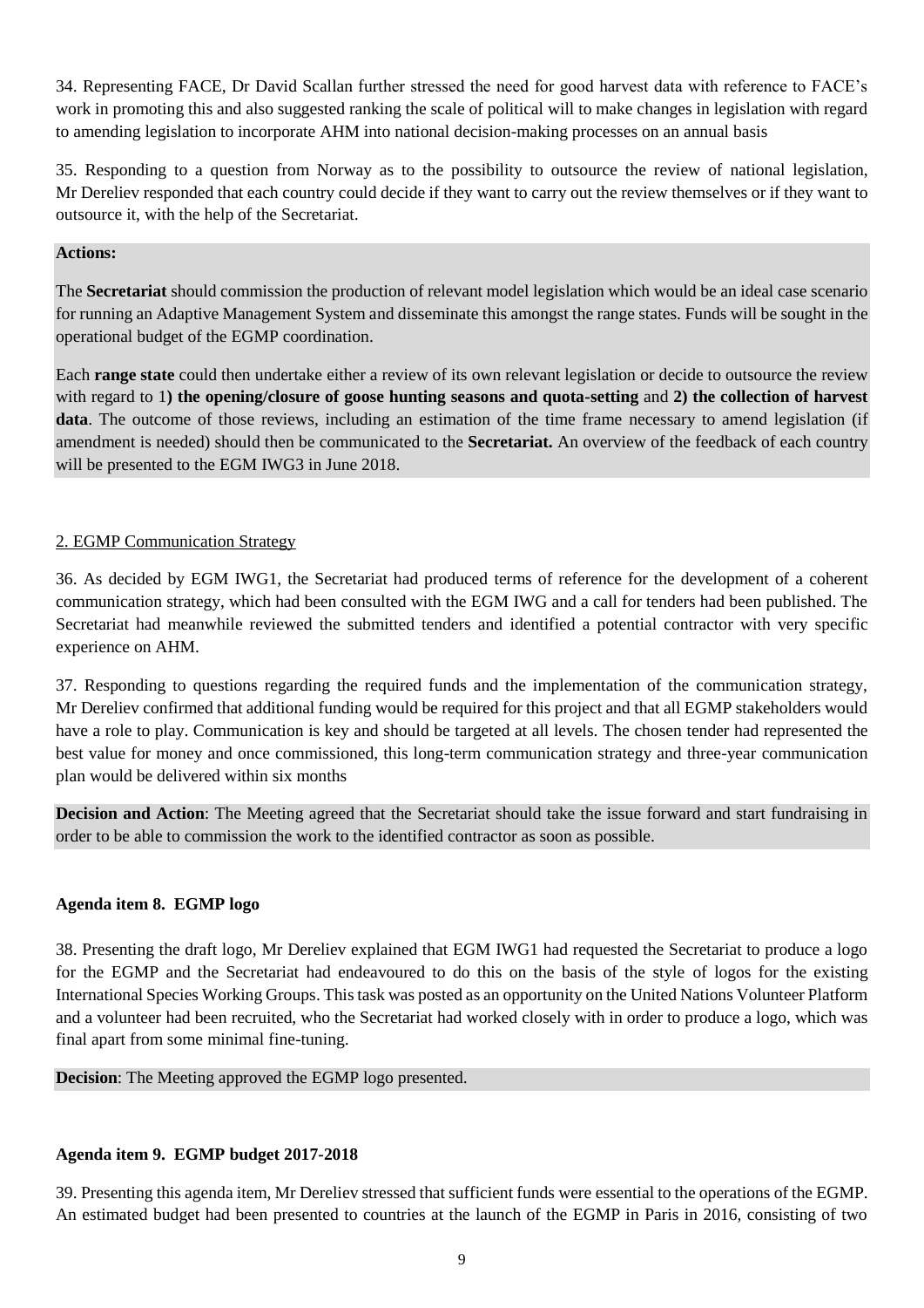34. Representing FACE, Dr David Scallan further stressed the need for good harvest data with reference to FACE's work in promoting this and also suggested ranking the scale of political will to make changes in legislation with regard to amending legislation to incorporate AHM into national decision-making processes on an annual basis

35. Responding to a question from Norway as to the possibility to outsource the review of national legislation, Mr Dereliev responded that each country could decide if they want to carry out the review themselves or if they want to outsource it, with the help of the Secretariat.

**Actions:**

The **Secretariat** should commission the production of relevant model legislation which would be an ideal case scenario for running an Adaptive Management System and disseminate this amongst the range states. Funds will be sought in the operational budget of the EGMP coordination.

Each **range state** could then undertake either a review of its own relevant legislation or decide to outsource the review with regard to 1**) the opening/closure of goose hunting seasons and quota-setting** and **2) the collection of harvest data**. The outcome of those reviews, including an estimation of the time frame necessary to amend legislation (if amendment is needed) should then be communicated to the **Secretariat.** An overview of the feedback of each country will be presented to the EGM IWG3 in June 2018.

2. EGMP Communication Strategy

36. As decided by EGM IWG1, the Secretariat had produced terms of reference for the development of a coherent communication strategy, which had been consulted with the EGM IWG and a call for tenders had been published. The Secretariat had meanwhile reviewed the submitted tenders and identified a potential contractor with very specific experience on AHM.

37. Responding to questions regarding the required funds and the implementation of the communication strategy, Mr Dereliev confirmed that additional funding would be required for this project and that all EGMP stakeholders would have a role to play. Communication is key and should be targeted at all levels. The chosen tender had represented the best value for money and once commissioned, this long-term communication strategy and three-year communication plan would be delivered within six months

**Decision and Action**: The Meeting agreed that the Secretariat should take the issue forward and start fundraising in order to be able to commission the work to the identified contractor as soon as possible.

### Agenda item 8. EGMP logo

38. Presenting the draft logo, Mr Dereliev explained that EGM IWG1 had requested the Secretariat to produce a logo for the EGMP and the Secretariat had endeavoured to do this on the basis of the style of logos for the existing International Species Working Groups. This task was posted as an opportunity on the United Nations Volunteer Platform and a volunteer had been recruited, who the Secretariat had worked closely with in order to produce a logo, which was final apart from some minimal fine-tuning.

**Decision**: The Meeting approved the EGMP logo presented.

### Agenda item 9. EGMP budget 2017-2018

39. Presenting this agenda item, Mr Dereliev stressed that sufficient funds were essential to the operations of the EGMP. An estimated budget had been presented to countries at the launch of the EGMP in Paris in 2016, consisting of two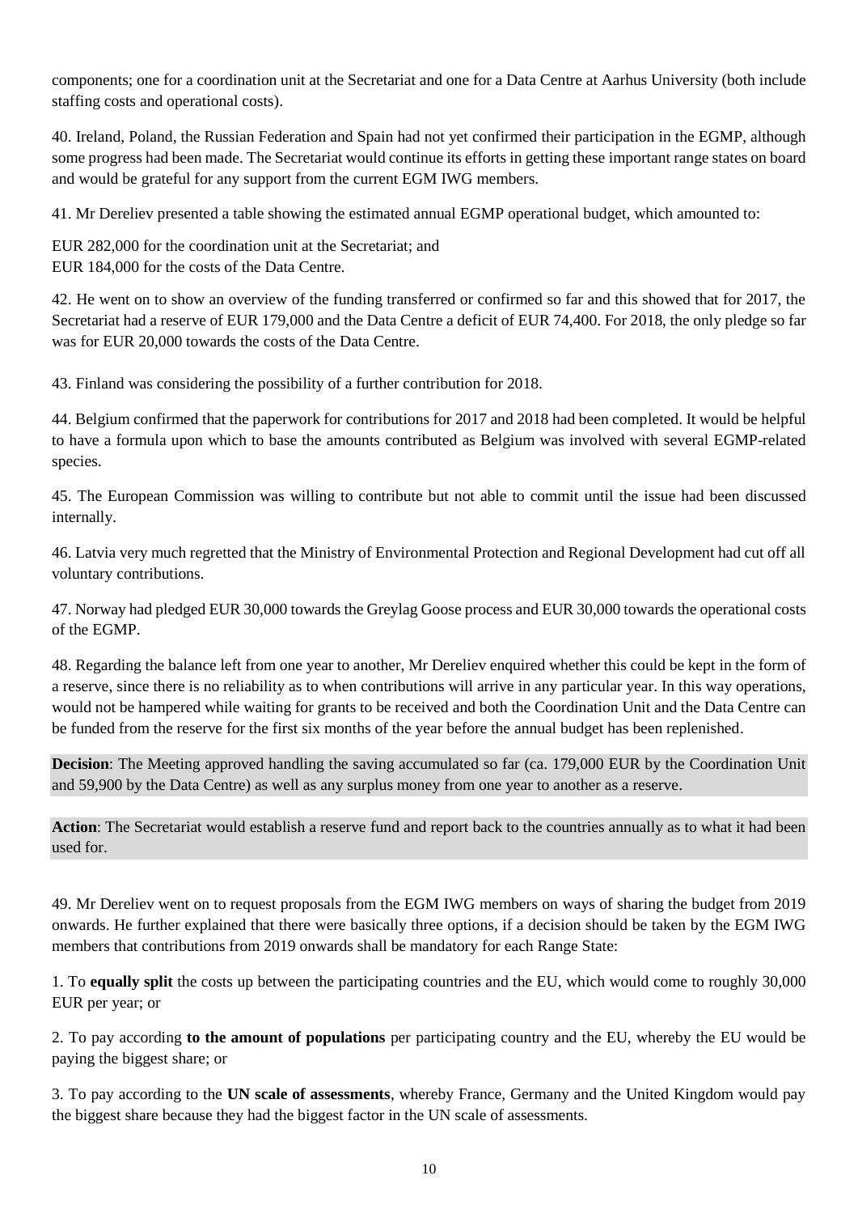components; one for a coordination unit at the Secretariat and one for a Data Centre at Aarhus University (both include staffing costs and operational costs).

40. Ireland, Poland, the Russian Federation and Spain had not yet confirmed their participation in the EGMP, although some progress had been made. The Secretariat would continue its efforts in getting these important range states on board and would be grateful for any support from the current EGM IWG members.

41. Mr Dereliev presented a table showing the estimated annual EGMP operational budget, which amounted to:

EUR 282,000 for the coordination unit at the Secretariat; and
EUR 184,000 for the costs of the Data Centre.

42. He went on to show an overview of the funding transferred or confirmed so far and this showed that for 2017, the Secretariat had a reserve of EUR 179,000 and the Data Centre a deficit of EUR 74,400. For 2018, the only pledge so far was for EUR 20,000 towards the costs of the Data Centre.

43. Finland was considering the possibility of a further contribution for 2018.

44. Belgium confirmed that the paperwork for contributions for 2017 and 2018 had been completed. It would be helpful to have a formula upon which to base the amounts contributed as Belgium was involved with several EGMP-related species.

45. The European Commission was willing to contribute but not able to commit until the issue had been discussed internally.

46. Latvia very much regretted that the Ministry of Environmental Protection and Regional Development had cut off all voluntary contributions.

47. Norway had pledged EUR 30,000 towards the Greylag Goose process and EUR 30,000 towards the operational costs of the EGMP.

48. Regarding the balance left from one year to another, Mr Dereliev enquired whether this could be kept in the form of a reserve, since there is no reliability as to when contributions will arrive in any particular year. In this way operations, would not be hampered while waiting for grants to be received and both the Coordination Unit and the Data Centre can be funded from the reserve for the first six months of the year before the annual budget has been replenished.

**Decision**: The Meeting approved handling the saving accumulated so far (ca. 179,000 EUR by the Coordination Unit and 59,900 by the Data Centre) as well as any surplus money from one year to another as a reserve.

**Action**: The Secretariat would establish a reserve fund and report back to the countries annually as to what it had been used for.

49. Mr Dereliev went on to request proposals from the EGM IWG members on ways of sharing the budget from 2019 onwards. He further explained that there were basically three options, if a decision should be taken by the EGM IWG members that contributions from 2019 onwards shall be mandatory for each Range State:

1. To **equally split** the costs up between the participating countries and the EU, which would come to roughly 30,000 EUR per year; or

2. To pay according **to the amount of populations** per participating country and the EU, whereby the EU would be paying the biggest share; or

3. To pay according to the **UN scale of assessments**, whereby France, Germany and the United Kingdom would pay the biggest share because they had the biggest factor in the UN scale of assessments.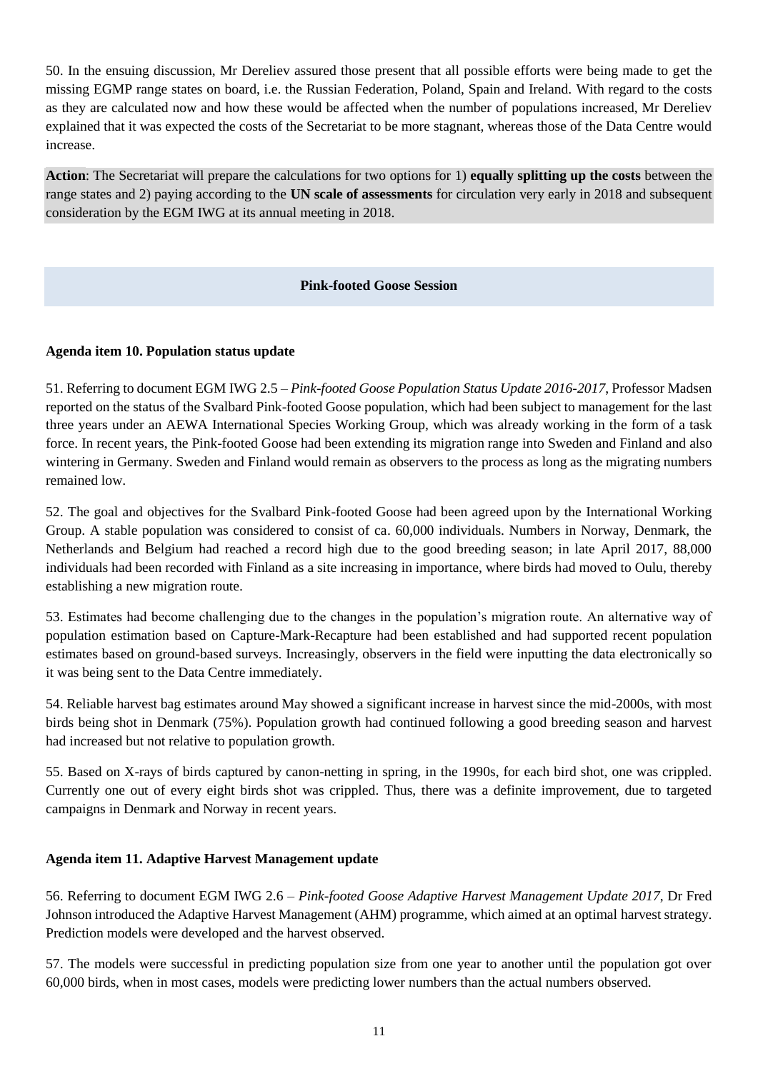50. In the ensuing discussion, Mr Dereliev assured those present that all possible efforts were being made to get the missing EGMP range states on board, i.e. the Russian Federation, Poland, Spain and Ireland. With regard to the costs as they are calculated now and how these would be affected when the number of populations increased, Mr Dereliev explained that it was expected the costs of the Secretariat to be more stagnant, whereas those of the Data Centre would increase.

**Action**: The Secretariat will prepare the calculations for two options for 1) **equally splitting up the costs** between the range states and 2) paying according to the **UN scale of assessments** for circulation very early in 2018 and subsequent consideration by the EGM IWG at its annual meeting in 2018.

## Pink-footed Goose Session

### Agenda item 10. Population status update

51. Referring to document EGM IWG 2.5 – *Pink-footed Goose Population Status Update 2016-2017*, Professor Madsen reported on the status of the Svalbard Pink-footed Goose population, which had been subject to management for the last three years under an AEWA International Species Working Group, which was already working in the form of a task force. In recent years, the Pink-footed Goose had been extending its migration range into Sweden and Finland and also wintering in Germany. Sweden and Finland would remain as observers to the process as long as the migrating numbers remained low.

52. The goal and objectives for the Svalbard Pink-footed Goose had been agreed upon by the International Working Group. A stable population was considered to consist of ca. 60,000 individuals. Numbers in Norway, Denmark, the Netherlands and Belgium had reached a record high due to the good breeding season; in late April 2017, 88,000 individuals had been recorded with Finland as a site increasing in importance, where birds had moved to Oulu, thereby establishing a new migration route.

53. Estimates had become challenging due to the changes in the population's migration route. An alternative way of population estimation based on Capture-Mark-Recapture had been established and had supported recent population estimates based on ground-based surveys. Increasingly, observers in the field were inputting the data electronically so it was being sent to the Data Centre immediately.

54. Reliable harvest bag estimates around May showed a significant increase in harvest since the mid-2000s, with most birds being shot in Denmark (75%). Population growth had continued following a good breeding season and harvest had increased but not relative to population growth.

55. Based on X-rays of birds captured by canon-netting in spring, in the 1990s, for each bird shot, one was crippled. Currently one out of every eight birds shot was crippled. Thus, there was a definite improvement, due to targeted campaigns in Denmark and Norway in recent years.

### Agenda item 11. Adaptive Harvest Management update

56. Referring to document EGM IWG 2.6 – *Pink-footed Goose Adaptive Harvest Management Update 2017*, Dr Fred Johnson introduced the Adaptive Harvest Management (AHM) programme, which aimed at an optimal harvest strategy. Prediction models were developed and the harvest observed.

57. The models were successful in predicting population size from one year to another until the population got over 60,000 birds, when in most cases, models were predicting lower numbers than the actual numbers observed.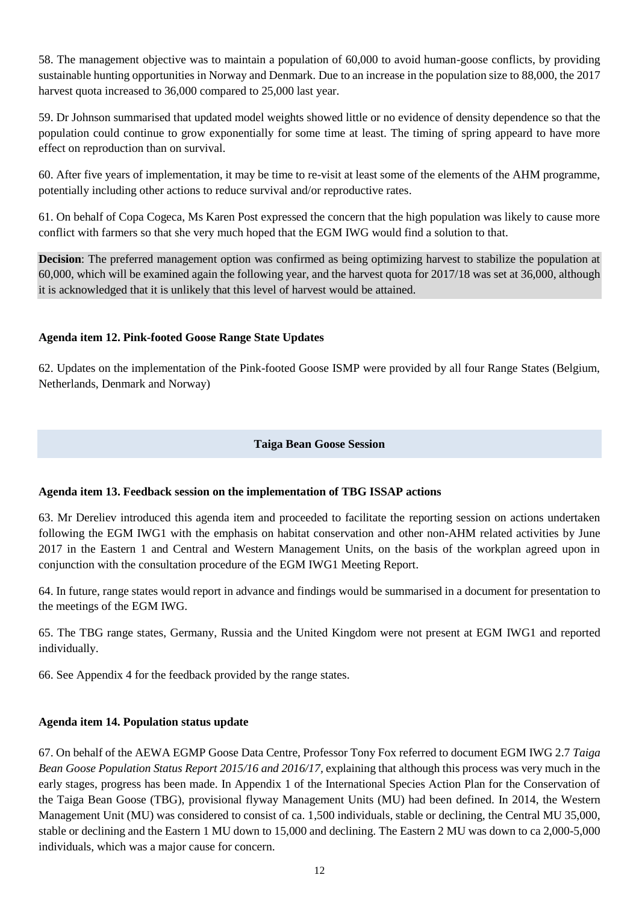58. The management objective was to maintain a population of 60,000 to avoid human-goose conflicts, by providing sustainable hunting opportunities in Norway and Denmark. Due to an increase in the population size to 88,000, the 2017 harvest quota increased to 36,000 compared to 25,000 last year.

59. Dr Johnson summarised that updated model weights showed little or no evidence of density dependence so that the population could continue to grow exponentially for some time at least. The timing of spring appeard to have more effect on reproduction than on survival.

60. After five years of implementation, it may be time to re-visit at least some of the elements of the AHM programme, potentially including other actions to reduce survival and/or reproductive rates.

61. On behalf of Copa Cogeca, Ms Karen Post expressed the concern that the high population was likely to cause more conflict with farmers so that she very much hoped that the EGM IWG would find a solution to that.

**Decision**: The preferred management option was confirmed as being optimizing harvest to stabilize the population at 60,000, which will be examined again the following year, and the harvest quota for 2017/18 was set at 36,000, although it is acknowledged that it is unlikely that this level of harvest would be attained.

**Agenda item 12. Pink-footed Goose Range State Updates**

62. Updates on the implementation of the Pink-footed Goose ISMP were provided by all four Range States (Belgium, Netherlands, Denmark and Norway)

## Taiga Bean Goose Session

**Agenda item 13. Feedback session on the implementation of TBG ISSAP actions**

63. Mr Dereliev introduced this agenda item and proceeded to facilitate the reporting session on actions undertaken following the EGM IWG1 with the emphasis on habitat conservation and other non-AHM related activities by June 2017 in the Eastern 1 and Central and Western Management Units, on the basis of the workplan agreed upon in conjunction with the consultation procedure of the EGM IWG1 Meeting Report.

64. In future, range states would report in advance and findings would be summarised in a document for presentation to the meetings of the EGM IWG.

65. The TBG range states, Germany, Russia and the United Kingdom were not present at EGM IWG1 and reported individually.

66. See Appendix 4 for the feedback provided by the range states.

**Agenda item 14. Population status update**

67. On behalf of the AEWA EGMP Goose Data Centre, Professor Tony Fox referred to document EGM IWG 2.7 *Taiga Bean Goose Population Status Report 2015/16 and 2016/17*, explaining that although this process was very much in the early stages, progress has been made. In Appendix 1 of the International Species Action Plan for the Conservation of the Taiga Bean Goose (TBG), provisional flyway Management Units (MU) had been defined. In 2014, the Western Management Unit (MU) was considered to consist of ca. 1,500 individuals, stable or declining, the Central MU 35,000, stable or declining and the Eastern 1 MU down to 15,000 and declining. The Eastern 2 MU was down to ca 2,000-5,000 individuals, which was a major cause for concern.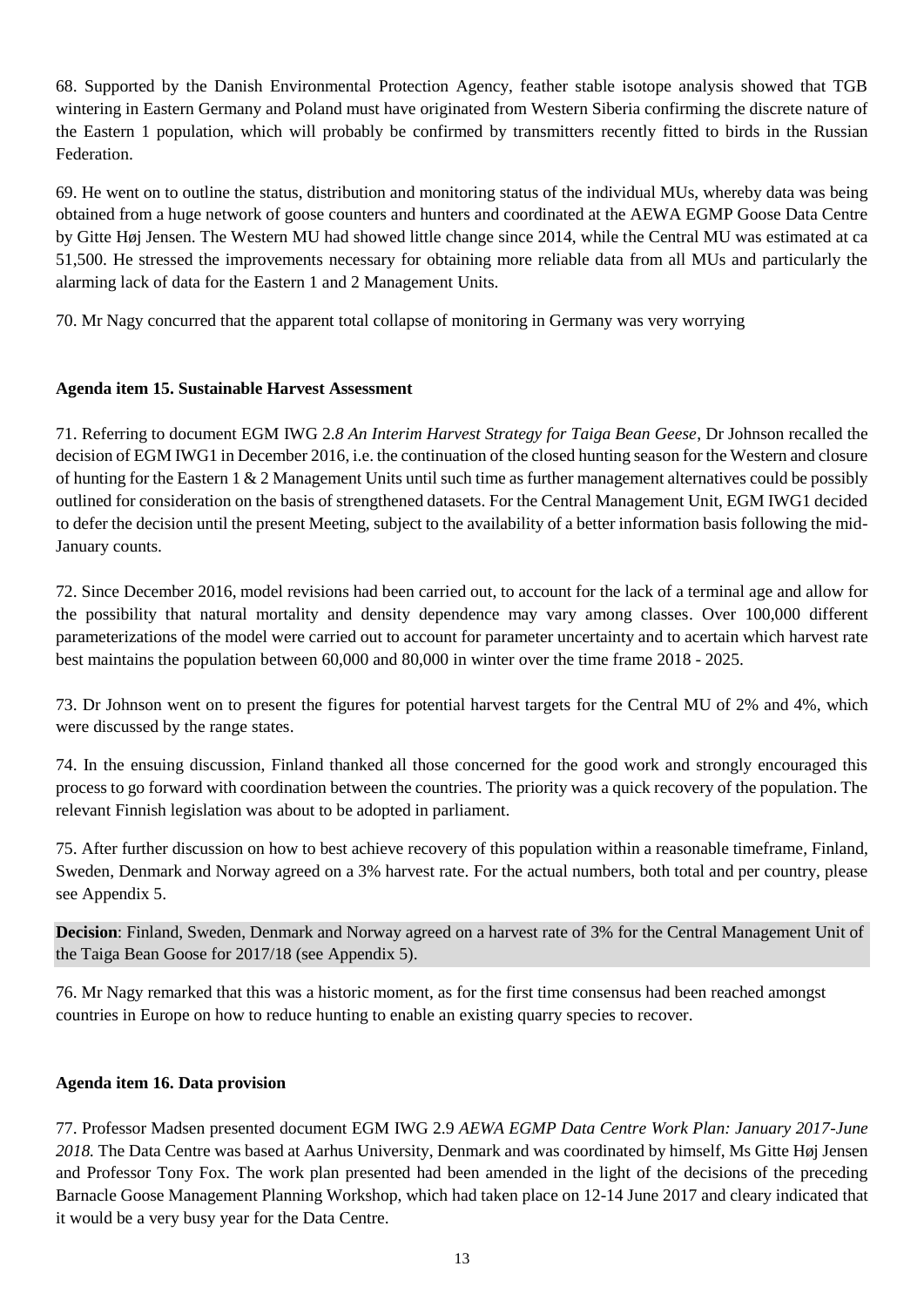68. Supported by the Danish Environmental Protection Agency, feather stable isotope analysis showed that TGB wintering in Eastern Germany and Poland must have originated from Western Siberia confirming the discrete nature of the Eastern 1 population, which will probably be confirmed by transmitters recently fitted to birds in the Russian Federation.

69. He went on to outline the status, distribution and monitoring status of the individual MUs, whereby data was being obtained from a huge network of goose counters and hunters and coordinated at the AEWA EGMP Goose Data Centre by Gitte Høj Jensen. The Western MU had showed little change since 2014, while the Central MU was estimated at ca 51,500. He stressed the improvements necessary for obtaining more reliable data from all MUs and particularly the alarming lack of data for the Eastern 1 and 2 Management Units.

70. Mr Nagy concurred that the apparent total collapse of monitoring in Germany was very worrying

**Agenda item 15. Sustainable Harvest Assessment**

71. Referring to document EGM IWG 2.*8 An Interim Harvest Strategy for Taiga Bean Geese*, Dr Johnson recalled the decision of EGM IWG1 in December 2016, i.e. the continuation of the closed hunting season for the Western and closure of hunting for the Eastern 1 & 2 Management Units until such time as further management alternatives could be possibly outlined for consideration on the basis of strengthened datasets. For the Central Management Unit, EGM IWG1 decided to defer the decision until the present Meeting, subject to the availability of a better information basis following the mid-January counts.

72. Since December 2016, model revisions had been carried out, to account for the lack of a terminal age and allow for the possibility that natural mortality and density dependence may vary among classes. Over 100,000 different parameterizations of the model were carried out to account for parameter uncertainty and to acertain which harvest rate best maintains the population between 60,000 and 80,000 in winter over the time frame 2018 - 2025.

73. Dr Johnson went on to present the figures for potential harvest targets for the Central MU of 2% and 4%, which were discussed by the range states.

74. In the ensuing discussion, Finland thanked all those concerned for the good work and strongly encouraged this process to go forward with coordination between the countries. The priority was a quick recovery of the population. The relevant Finnish legislation was about to be adopted in parliament.

75. After further discussion on how to best achieve recovery of this population within a reasonable timeframe, Finland, Sweden, Denmark and Norway agreed on a 3% harvest rate. For the actual numbers, both total and per country, please see Appendix 5.

**Decision**: Finland, Sweden, Denmark and Norway agreed on a harvest rate of 3% for the Central Management Unit of the Taiga Bean Goose for 2017/18 (see Appendix 5).

76. Mr Nagy remarked that this was a historic moment, as for the first time consensus had been reached amongst countries in Europe on how to reduce hunting to enable an existing quarry species to recover.

**Agenda item 16. Data provision**

77. Professor Madsen presented document EGM IWG 2.9 *AEWA EGMP Data Centre Work Plan: January 2017-June 2018.* The Data Centre was based at Aarhus University, Denmark and was coordinated by himself, Ms Gitte Høj Jensen and Professor Tony Fox. The work plan presented had been amended in the light of the decisions of the preceding Barnacle Goose Management Planning Workshop, which had taken place on 12-14 June 2017 and cleary indicated that it would be a very busy year for the Data Centre.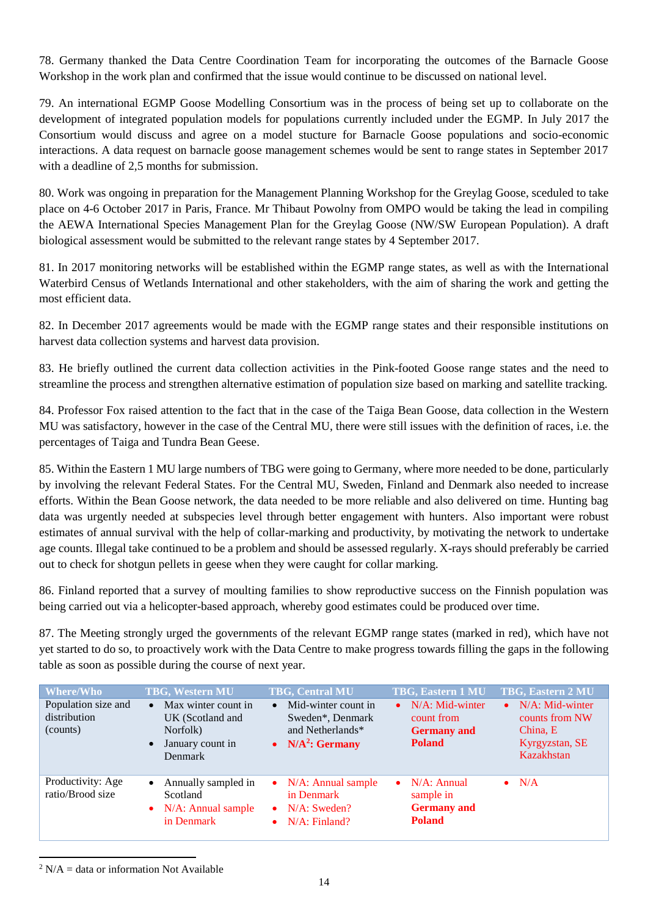78. Germany thanked the Data Centre Coordination Team for incorporating the outcomes of the Barnacle Goose Workshop in the work plan and confirmed that the issue would continue to be discussed on national level.

79. An international EGMP Goose Modelling Consortium was in the process of being set up to collaborate on the development of integrated population models for populations currently included under the EGMP. In July 2017 the Consortium would discuss and agree on a model stucture for Barnacle Goose populations and socio-economic interactions. A data request on barnacle goose management schemes would be sent to range states in September 2017 with a deadline of 2,5 months for submission.

80. Work was ongoing in preparation for the Management Planning Workshop for the Greylag Goose, sceduled to take place on 4-6 October 2017 in Paris, France. Mr Thibaut Powolny from OMPO would be taking the lead in compiling the AEWA International Species Management Plan for the Greylag Goose (NW/SW European Population). A draft biological assessment would be submitted to the relevant range states by 4 September 2017.

81. In 2017 monitoring networks will be established within the EGMP range states, as well as with the International Waterbird Census of Wetlands International and other stakeholders, with the aim of sharing the work and getting the most efficient data.

82. In December 2017 agreements would be made with the EGMP range states and their responsible institutions on harvest data collection systems and harvest data provision.

83. He briefly outlined the current data collection activities in the Pink-footed Goose range states and the need to streamline the process and strengthen alternative estimation of population size based on marking and satellite tracking.

84. Professor Fox raised attention to the fact that in the case of the Taiga Bean Goose, data collection in the Western MU was satisfactory, however in the case of the Central MU, there were still issues with the definition of races, i.e. the percentages of Taiga and Tundra Bean Geese.

85. Within the Eastern 1 MU large numbers of TBG were going to Germany, where more needed to be done, particularly by involving the relevant Federal States. For the Central MU, Sweden, Finland and Denmark also needed to increase efforts. Within the Bean Goose network, the data needed to be more reliable and also delivered on time. Hunting bag data was urgently needed at subspecies level through better engagement with hunters. Also important were robust estimates of annual survival with the help of collar-marking and productivity, by motivating the network to undertake age counts. Illegal take continued to be a problem and should be assessed regularly. X-rays should preferably be carried out to check for shotgun pellets in geese when they were caught for collar marking.

86. Finland reported that a survey of moulting families to show reproductive success on the Finnish population was being carried out via a helicopter-based approach, whereby good estimates could be produced over time.

87. The Meeting strongly urged the governments of the relevant EGMP range states (marked in red), which have not yet started to do so, to proactively work with the Data Centre to make progress towards filling the gaps in the following table as soon as possible during the course of next year.

| Where/Who | TBG, Western MU | TBG, Central MU | TBG, Eastern 1 MU | TBG, Eastern 2 MU |
|---|---|---|---|---|
| Population size and distribution (counts) | • Max winter count in UK (Scotland and Norfolk)<br>• January count in Denmark | • Mid-winter count in Sweden*, Denmark and Netherlands*<br>• **N/A[2]: Germany** | • N/A: Mid-winter count from **Germany and Poland** | • N/A: Mid-winter counts from NW China, E Kyrgyzstan, SE Kazakhstan |
| Productivity: Age ratio/Brood size | • Annually sampled in Scotland<br>• N/A: Annual sample in Denmark | • N/A: Annual sample in Denmark<br>• N/A: Sweden?<br>• N/A: Finland? | • N/A: Annual sample in **Germany and Poland** | • N/A |

[2] N/A = data or information Not Available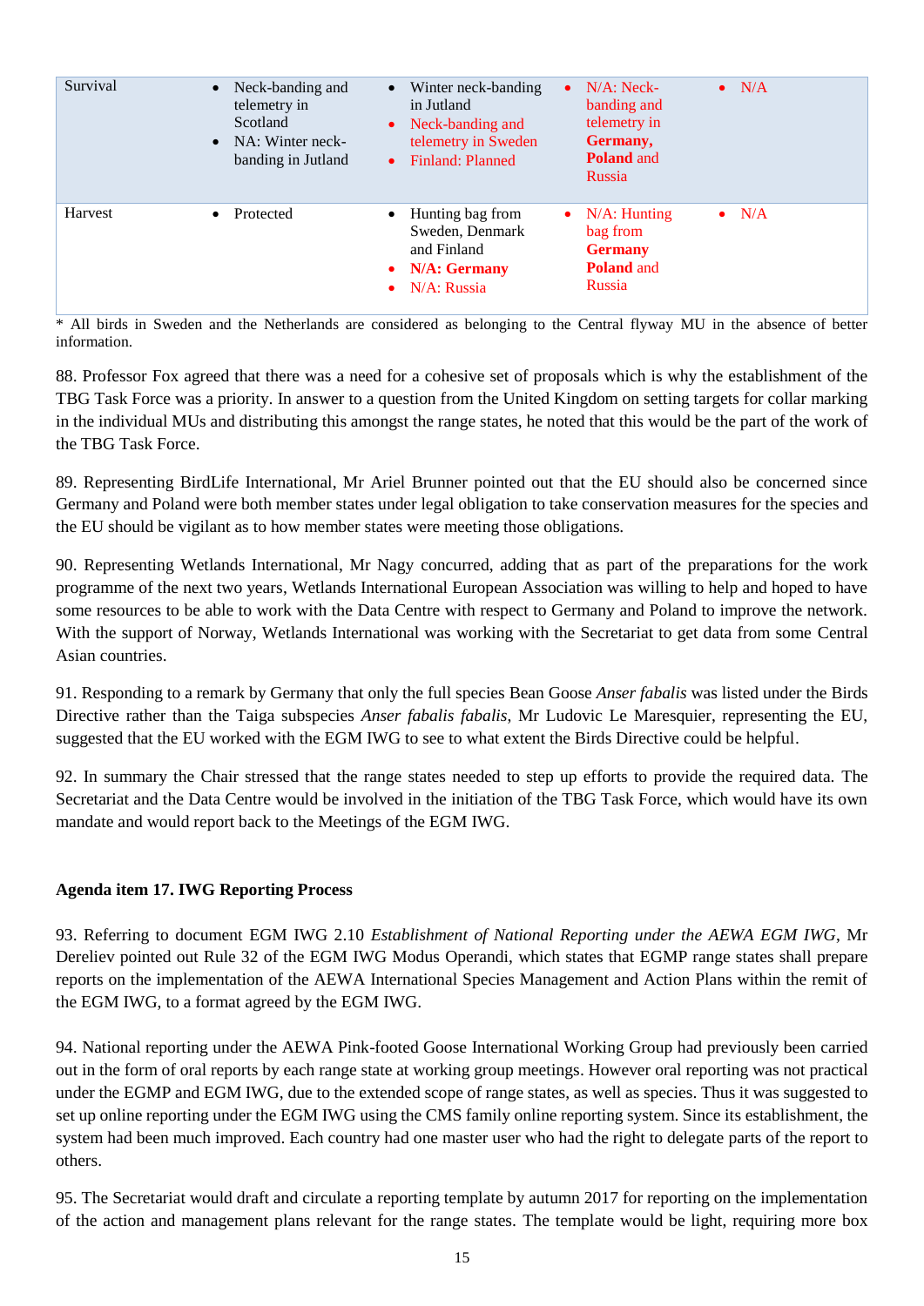| | | | | |
|---|---|---|---|---|
| Survival | • Neck-banding and telemetry in Scotland<br>• NA: Winter neck-banding in Jutland | • Winter neck-banding in Jutland<br>• Neck-banding and telemetry in Sweden<br>• Finland: Planned | • N/A: Neck-banding and telemetry in **Germany, Poland** and Russia | • N/A |
| Harvest | • Protected | • Hunting bag from Sweden, Denmark and Finland<br>• **N/A: Germany**<br>• N/A: Russia | • N/A: Hunting bag from **Germany Poland** and Russia | • N/A |

\* All birds in Sweden and the Netherlands are considered as belonging to the Central flyway MU in the absence of better information.

88. Professor Fox agreed that there was a need for a cohesive set of proposals which is why the establishment of the TBG Task Force was a priority. In answer to a question from the United Kingdom on setting targets for collar marking in the individual MUs and distributing this amongst the range states, he noted that this would be the part of the work of the TBG Task Force.

89. Representing BirdLife International, Mr Ariel Brunner pointed out that the EU should also be concerned since Germany and Poland were both member states under legal obligation to take conservation measures for the species and the EU should be vigilant as to how member states were meeting those obligations.

90. Representing Wetlands International, Mr Nagy concurred, adding that as part of the preparations for the work programme of the next two years, Wetlands International European Association was willing to help and hoped to have some resources to be able to work with the Data Centre with respect to Germany and Poland to improve the network. With the support of Norway, Wetlands International was working with the Secretariat to get data from some Central Asian countries.

91. Responding to a remark by Germany that only the full species Bean Goose *Anser fabalis* was listed under the Birds Directive rather than the Taiga subspecies *Anser fabalis fabalis*, Mr Ludovic Le Maresquier, representing the EU, suggested that the EU worked with the EGM IWG to see to what extent the Birds Directive could be helpful.

92. In summary the Chair stressed that the range states needed to step up efforts to provide the required data. The Secretariat and the Data Centre would be involved in the initiation of the TBG Task Force, which would have its own mandate and would report back to the Meetings of the EGM IWG.

**Agenda item 17. IWG Reporting Process**

93. Referring to document EGM IWG 2.10 *Establishment of National Reporting under the AEWA EGM IWG*, Mr Dereliev pointed out Rule 32 of the EGM IWG Modus Operandi, which states that EGMP range states shall prepare reports on the implementation of the AEWA International Species Management and Action Plans within the remit of the EGM IWG, to a format agreed by the EGM IWG.

94. National reporting under the AEWA Pink-footed Goose International Working Group had previously been carried out in the form of oral reports by each range state at working group meetings. However oral reporting was not practical under the EGMP and EGM IWG, due to the extended scope of range states, as well as species. Thus it was suggested to set up online reporting under the EGM IWG using the CMS family online reporting system. Since its establishment, the system had been much improved. Each country had one master user who had the right to delegate parts of the report to others.

95. The Secretariat would draft and circulate a reporting template by autumn 2017 for reporting on the implementation of the action and management plans relevant for the range states. The template would be light, requiring more box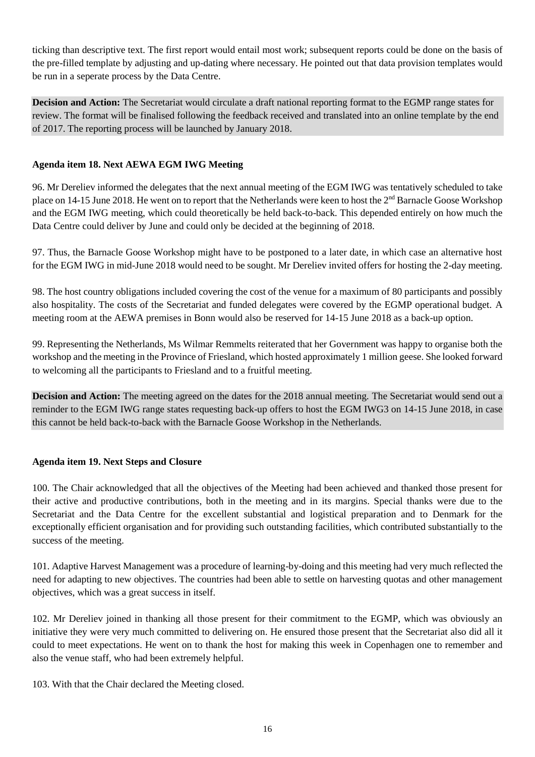ticking than descriptive text. The first report would entail most work; subsequent reports could be done on the basis of the pre-filled template by adjusting and up-dating where necessary. He pointed out that data provision templates would be run in a seperate process by the Data Centre.

**Decision and Action:** The Secretariat would circulate a draft national reporting format to the EGMP range states for review. The format will be finalised following the feedback received and translated into an online template by the end of 2017. The reporting process will be launched by January 2018.

**Agenda item 18. Next AEWA EGM IWG Meeting**

96. Mr Dereliev informed the delegates that the next annual meeting of the EGM IWG was tentatively scheduled to take place on 14-15 June 2018. He went on to report that the Netherlands were keen to host the 2nd Barnacle Goose Workshop and the EGM IWG meeting, which could theoretically be held back-to-back. This depended entirely on how much the Data Centre could deliver by June and could only be decided at the beginning of 2018.

97. Thus, the Barnacle Goose Workshop might have to be postponed to a later date, in which case an alternative host for the EGM IWG in mid-June 2018 would need to be sought. Mr Dereliev invited offers for hosting the 2-day meeting.

98. The host country obligations included covering the cost of the venue for a maximum of 80 participants and possibly also hospitality. The costs of the Secretariat and funded delegates were covered by the EGMP operational budget. A meeting room at the AEWA premises in Bonn would also be reserved for 14-15 June 2018 as a back-up option.

99. Representing the Netherlands, Ms Wilmar Remmelts reiterated that her Government was happy to organise both the workshop and the meeting in the Province of Friesland, which hosted approximately 1 million geese. She looked forward to welcoming all the participants to Friesland and to a fruitful meeting.

**Decision and Action:** The meeting agreed on the dates for the 2018 annual meeting. The Secretariat would send out a reminder to the EGM IWG range states requesting back-up offers to host the EGM IWG3 on 14-15 June 2018, in case this cannot be held back-to-back with the Barnacle Goose Workshop in the Netherlands.

**Agenda item 19. Next Steps and Closure**

100. The Chair acknowledged that all the objectives of the Meeting had been achieved and thanked those present for their active and productive contributions, both in the meeting and in its margins. Special thanks were due to the Secretariat and the Data Centre for the excellent substantial and logistical preparation and to Denmark for the exceptionally efficient organisation and for providing such outstanding facilities, which contributed substantially to the success of the meeting.

101. Adaptive Harvest Management was a procedure of learning-by-doing and this meeting had very much reflected the need for adapting to new objectives. The countries had been able to settle on harvesting quotas and other management objectives, which was a great success in itself.

102. Mr Dereliev joined in thanking all those present for their commitment to the EGMP, which was obviously an initiative they were very much committed to delivering on. He ensured those present that the Secretariat also did all it could to meet expectations. He went on to thank the host for making this week in Copenhagen one to remember and also the venue staff, who had been extremely helpful.

103. With that the Chair declared the Meeting closed.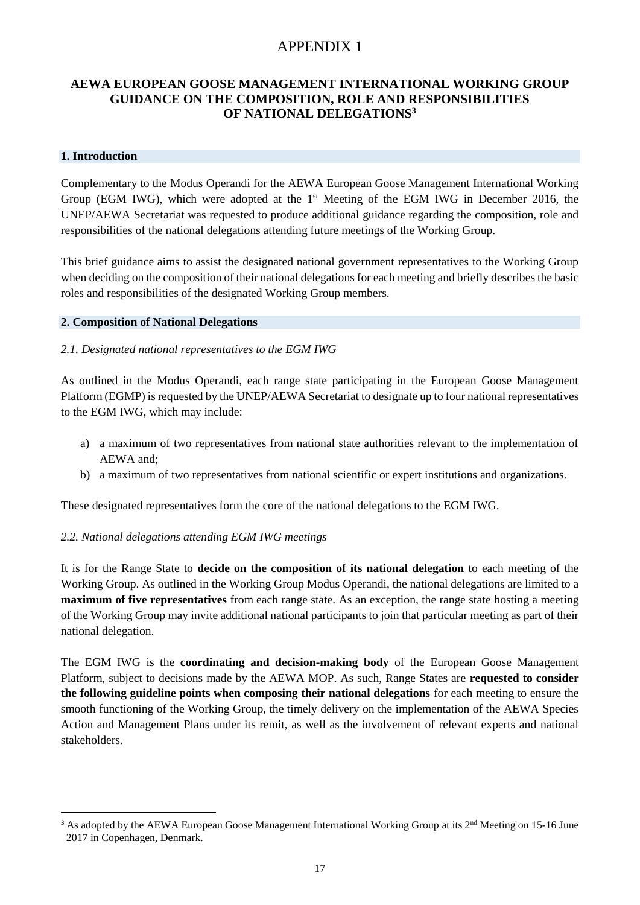# APPENDIX 1

## AEWA EUROPEAN GOOSE MANAGEMENT INTERNATIONAL WORKING GROUP GUIDANCE ON THE COMPOSITION, ROLE AND RESPONSIBILITIES OF NATIONAL DELEGATIONS[3]

### 1. Introduction

Complementary to the Modus Operandi for the AEWA European Goose Management International Working Group (EGM IWG), which were adopted at the 1st Meeting of the EGM IWG in December 2016, the UNEP/AEWA Secretariat was requested to produce additional guidance regarding the composition, role and responsibilities of the national delegations attending future meetings of the Working Group.

This brief guidance aims to assist the designated national government representatives to the Working Group when deciding on the composition of their national delegations for each meeting and briefly describes the basic roles and responsibilities of the designated Working Group members.

### 2. Composition of National Delegations

*2.1. Designated national representatives to the EGM IWG*

As outlined in the Modus Operandi, each range state participating in the European Goose Management Platform (EGMP) is requested by the UNEP/AEWA Secretariat to designate up to four national representatives to the EGM IWG, which may include:

a) a maximum of two representatives from national state authorities relevant to the implementation of AEWA and;
b) a maximum of two representatives from national scientific or expert institutions and organizations.

These designated representatives form the core of the national delegations to the EGM IWG.

*2.2. National delegations attending EGM IWG meetings*

It is for the Range State to **decide on the composition of its national delegation** to each meeting of the Working Group. As outlined in the Working Group Modus Operandi, the national delegations are limited to a **maximum of five representatives** from each range state. As an exception, the range state hosting a meeting of the Working Group may invite additional national participants to join that particular meeting as part of their national delegation.

The EGM IWG is the **coordinating and decision-making body** of the European Goose Management Platform, subject to decisions made by the AEWA MOP. As such, Range States are **requested to consider the following guideline points when composing their national delegations** for each meeting to ensure the smooth functioning of the Working Group, the timely delivery on the implementation of the AEWA Species Action and Management Plans under its remit, as well as the involvement of relevant experts and national stakeholders.

---

[3] As adopted by the AEWA European Goose Management International Working Group at its 2nd Meeting on 15-16 June 2017 in Copenhagen, Denmark.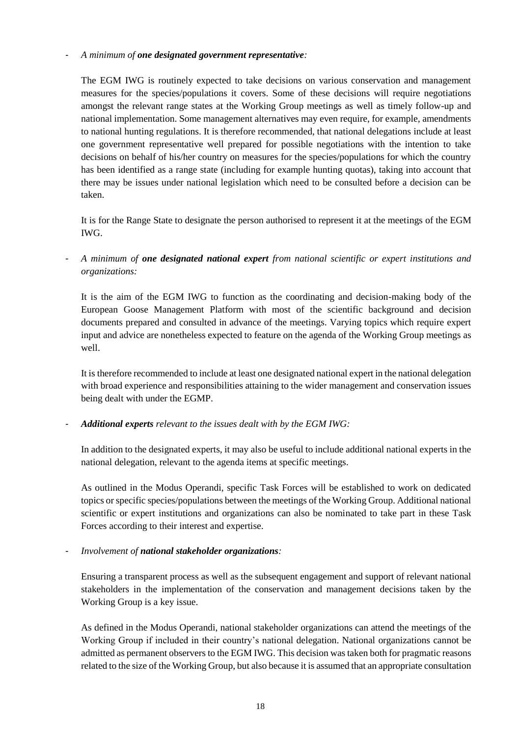- *A minimum of **one designated government representative**:*

  The EGM IWG is routinely expected to take decisions on various conservation and management measures for the species/populations it covers. Some of these decisions will require negotiations amongst the relevant range states at the Working Group meetings as well as timely follow-up and national implementation. Some management alternatives may even require, for example, amendments to national hunting regulations. It is therefore recommended, that national delegations include at least one government representative well prepared for possible negotiations with the intention to take decisions on behalf of his/her country on measures for the species/populations for which the country has been identified as a range state (including for example hunting quotas), taking into account that there may be issues under national legislation which need to be consulted before a decision can be taken.

  It is for the Range State to designate the person authorised to represent it at the meetings of the EGM IWG.

- *A minimum of **one designated national expert** from national scientific or expert institutions and organizations:*

  It is the aim of the EGM IWG to function as the coordinating and decision-making body of the European Goose Management Platform with most of the scientific background and decision documents prepared and consulted in advance of the meetings. Varying topics which require expert input and advice are nonetheless expected to feature on the agenda of the Working Group meetings as well.

  It is therefore recommended to include at least one designated national expert in the national delegation with broad experience and responsibilities attaining to the wider management and conservation issues being dealt with under the EGMP.

- ***Additional experts** relevant to the issues dealt with by the EGM IWG:*

  In addition to the designated experts, it may also be useful to include additional national experts in the national delegation, relevant to the agenda items at specific meetings.

  As outlined in the Modus Operandi, specific Task Forces will be established to work on dedicated topics or specific species/populations between the meetings of the Working Group. Additional national scientific or expert institutions and organizations can also be nominated to take part in these Task Forces according to their interest and expertise.

- *Involvement of **national stakeholder organizations**:*

  Ensuring a transparent process as well as the subsequent engagement and support of relevant national stakeholders in the implementation of the conservation and management decisions taken by the Working Group is a key issue.

  As defined in the Modus Operandi, national stakeholder organizations can attend the meetings of the Working Group if included in their country's national delegation. National organizations cannot be admitted as permanent observers to the EGM IWG. This decision was taken both for pragmatic reasons related to the size of the Working Group, but also because it is assumed that an appropriate consultation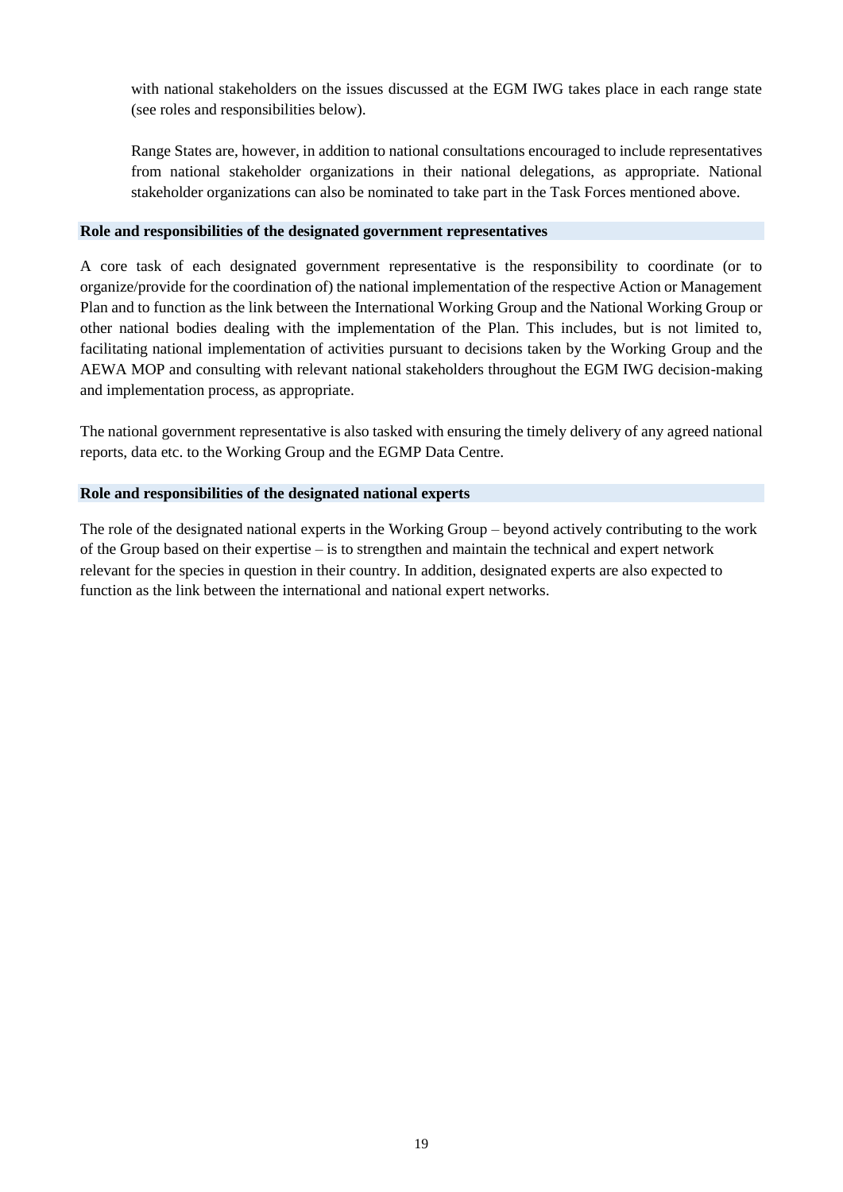with national stakeholders on the issues discussed at the EGM IWG takes place in each range state (see roles and responsibilities below).

Range States are, however, in addition to national consultations encouraged to include representatives from national stakeholder organizations in their national delegations, as appropriate. National stakeholder organizations can also be nominated to take part in the Task Forces mentioned above.

### Role and responsibilities of the designated government representatives

A core task of each designated government representative is the responsibility to coordinate (or to organize/provide for the coordination of) the national implementation of the respective Action or Management Plan and to function as the link between the International Working Group and the National Working Group or other national bodies dealing with the implementation of the Plan. This includes, but is not limited to, facilitating national implementation of activities pursuant to decisions taken by the Working Group and the AEWA MOP and consulting with relevant national stakeholders throughout the EGM IWG decision-making and implementation process, as appropriate.

The national government representative is also tasked with ensuring the timely delivery of any agreed national reports, data etc. to the Working Group and the EGMP Data Centre.

### Role and responsibilities of the designated national experts

The role of the designated national experts in the Working Group – beyond actively contributing to the work of the Group based on their expertise – is to strengthen and maintain the technical and expert network relevant for the species in question in their country. In addition, designated experts are also expected to function as the link between the international and national expert networks.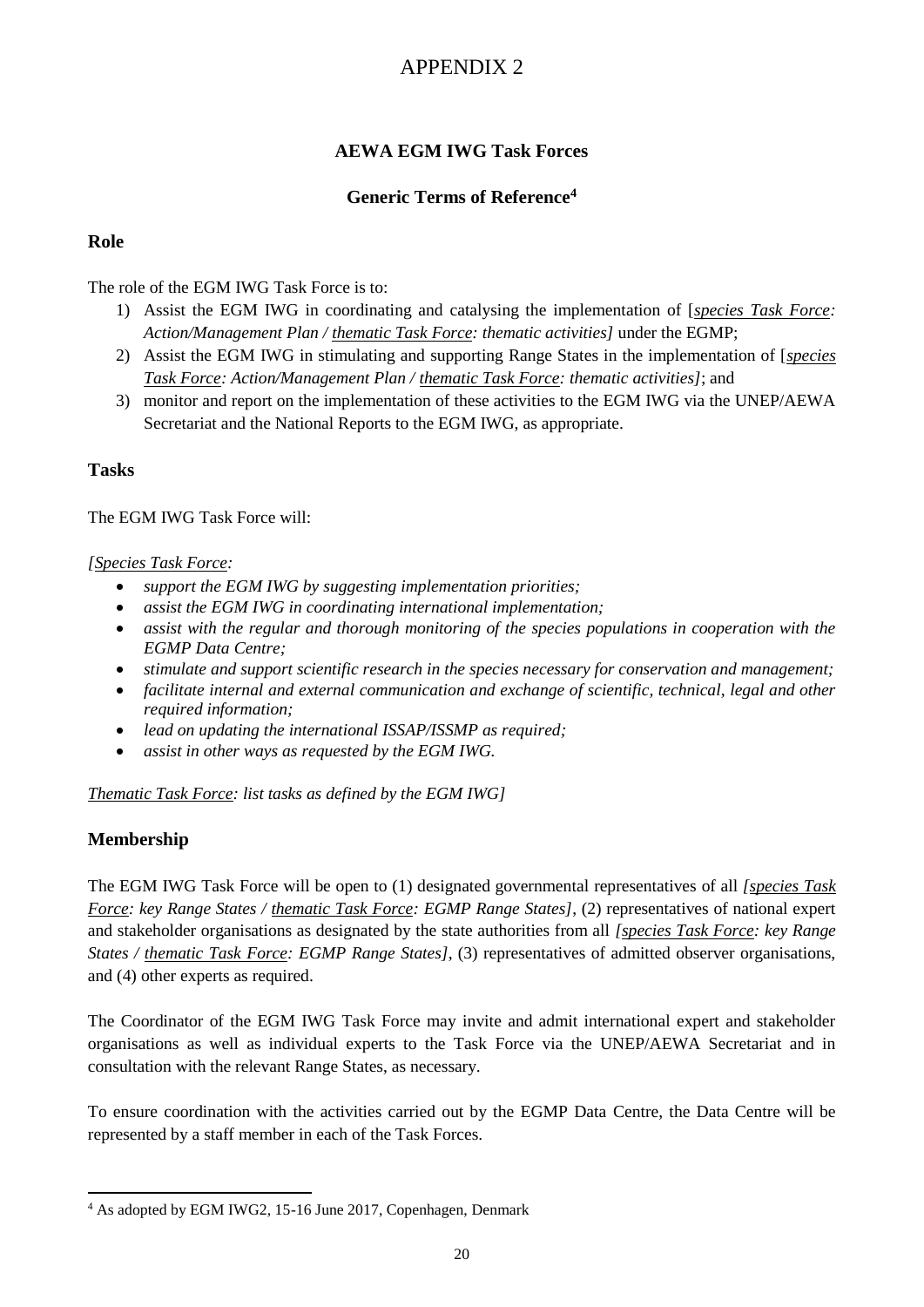# APPENDIX 2

### AEWA EGM IWG Task Forces

### Generic Terms of Reference[4]

## Role

The role of the EGM IWG Task Force is to:

1) Assist the EGM IWG in coordinating and catalysing the implementation of [*species Task Force: Action/Management Plan / thematic Task Force: thematic activities]* under the EGMP;
2) Assist the EGM IWG in stimulating and supporting Range States in the implementation of [*species Task Force: Action/Management Plan / thematic Task Force: thematic activities]*; and
3) monitor and report on the implementation of these activities to the EGM IWG via the UNEP/AEWA Secretariat and the National Reports to the EGM IWG, as appropriate.

## Tasks

The EGM IWG Task Force will:

*[Species Task Force:*

- *support the EGM IWG by suggesting implementation priorities;*
- *assist the EGM IWG in coordinating international implementation;*
- *assist with the regular and thorough monitoring of the species populations in cooperation with the EGMP Data Centre;*
- *stimulate and support scientific research in the species necessary for conservation and management;*
- *facilitate internal and external communication and exchange of scientific, technical, legal and other required information;*
- *lead on updating the international ISSAP/ISSMP as required;*
- *assist in other ways as requested by the EGM IWG.*

*Thematic Task Force: list tasks as defined by the EGM IWG]*

## Membership

The EGM IWG Task Force will be open to (1) designated governmental representatives of all *[species Task Force: key Range States / thematic Task Force: EGMP Range States]*, (2) representatives of national expert and stakeholder organisations as designated by the state authorities from all *[species Task Force: key Range States / thematic Task Force: EGMP Range States]*, (3) representatives of admitted observer organisations, and (4) other experts as required.

The Coordinator of the EGM IWG Task Force may invite and admit international expert and stakeholder organisations as well as individual experts to the Task Force via the UNEP/AEWA Secretariat and in consultation with the relevant Range States, as necessary.

To ensure coordination with the activities carried out by the EGMP Data Centre, the Data Centre will be represented by a staff member in each of the Task Forces.

---

[4] As adopted by EGM IWG2, 15-16 June 2017, Copenhagen, Denmark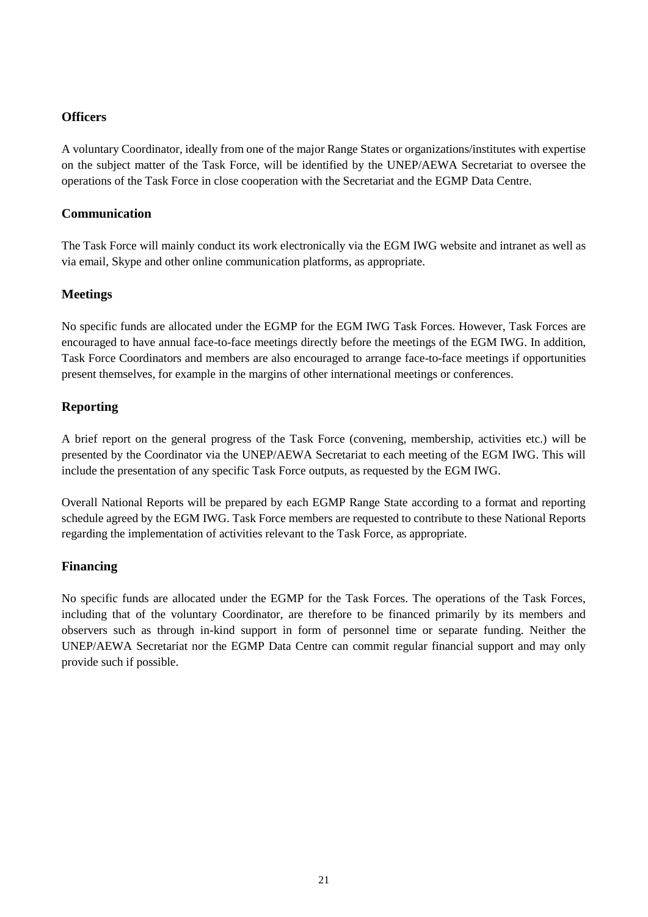## Officers

A voluntary Coordinator, ideally from one of the major Range States or organizations/institutes with expertise on the subject matter of the Task Force, will be identified by the UNEP/AEWA Secretariat to oversee the operations of the Task Force in close cooperation with the Secretariat and the EGMP Data Centre.

## Communication

The Task Force will mainly conduct its work electronically via the EGM IWG website and intranet as well as via email, Skype and other online communication platforms, as appropriate.

## Meetings

No specific funds are allocated under the EGMP for the EGM IWG Task Forces. However, Task Forces are encouraged to have annual face-to-face meetings directly before the meetings of the EGM IWG. In addition, Task Force Coordinators and members are also encouraged to arrange face-to-face meetings if opportunities present themselves, for example in the margins of other international meetings or conferences.

## Reporting

A brief report on the general progress of the Task Force (convening, membership, activities etc.) will be presented by the Coordinator via the UNEP/AEWA Secretariat to each meeting of the EGM IWG. This will include the presentation of any specific Task Force outputs, as requested by the EGM IWG.

Overall National Reports will be prepared by each EGMP Range State according to a format and reporting schedule agreed by the EGM IWG. Task Force members are requested to contribute to these National Reports regarding the implementation of activities relevant to the Task Force, as appropriate.

## Financing

No specific funds are allocated under the EGMP for the Task Forces. The operations of the Task Forces, including that of the voluntary Coordinator, are therefore to be financed primarily by its members and observers such as through in-kind support in form of personnel time or separate funding. Neither the UNEP/AEWA Secretariat nor the EGMP Data Centre can commit regular financial support and may only provide such if possible.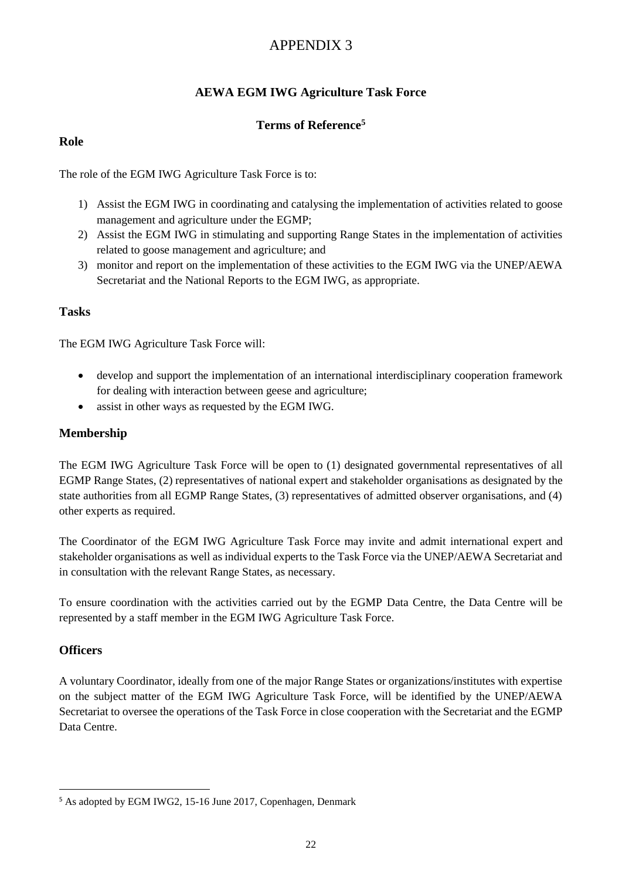# APPENDIX 3

## AEWA EGM IWG Agriculture Task Force

### Terms of Reference[5]

### Role

The role of the EGM IWG Agriculture Task Force is to:

1) Assist the EGM IWG in coordinating and catalysing the implementation of activities related to goose management and agriculture under the EGMP;
2) Assist the EGM IWG in stimulating and supporting Range States in the implementation of activities related to goose management and agriculture; and
3) monitor and report on the implementation of these activities to the EGM IWG via the UNEP/AEWA Secretariat and the National Reports to the EGM IWG, as appropriate.

### Tasks

The EGM IWG Agriculture Task Force will:

- develop and support the implementation of an international interdisciplinary cooperation framework for dealing with interaction between geese and agriculture;
- assist in other ways as requested by the EGM IWG.

### Membership

The EGM IWG Agriculture Task Force will be open to (1) designated governmental representatives of all EGMP Range States, (2) representatives of national expert and stakeholder organisations as designated by the state authorities from all EGMP Range States, (3) representatives of admitted observer organisations, and (4) other experts as required.

The Coordinator of the EGM IWG Agriculture Task Force may invite and admit international expert and stakeholder organisations as well as individual experts to the Task Force via the UNEP/AEWA Secretariat and in consultation with the relevant Range States, as necessary.

To ensure coordination with the activities carried out by the EGMP Data Centre, the Data Centre will be represented by a staff member in the EGM IWG Agriculture Task Force.

### Officers

A voluntary Coordinator, ideally from one of the major Range States or organizations/institutes with expertise on the subject matter of the EGM IWG Agriculture Task Force, will be identified by the UNEP/AEWA Secretariat to oversee the operations of the Task Force in close cooperation with the Secretariat and the EGMP Data Centre.

---

[5] As adopted by EGM IWG2, 15-16 June 2017, Copenhagen, Denmark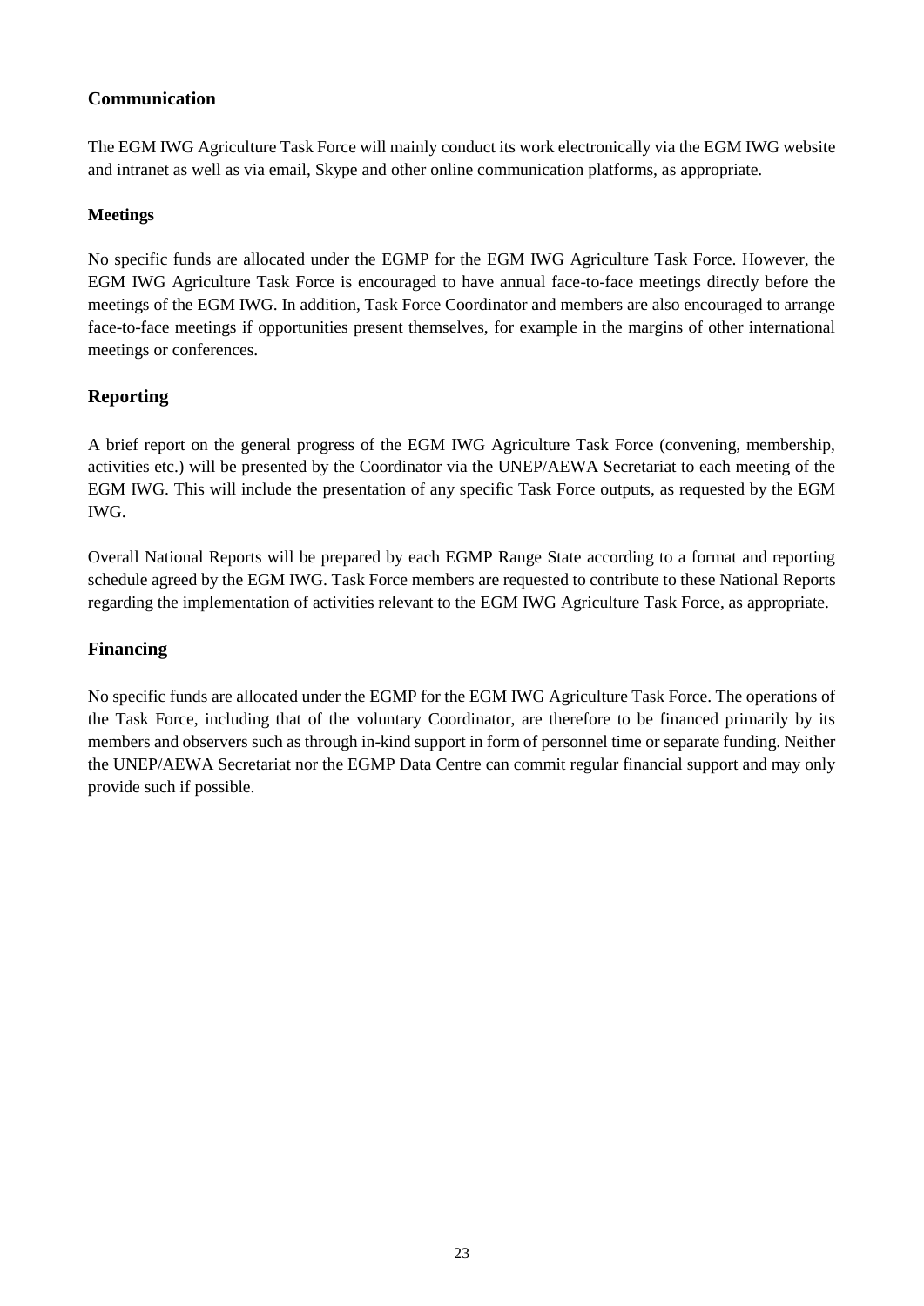## Communication

The EGM IWG Agriculture Task Force will mainly conduct its work electronically via the EGM IWG website and intranet as well as via email, Skype and other online communication platforms, as appropriate.

### Meetings

No specific funds are allocated under the EGMP for the EGM IWG Agriculture Task Force. However, the EGM IWG Agriculture Task Force is encouraged to have annual face-to-face meetings directly before the meetings of the EGM IWG. In addition, Task Force Coordinator and members are also encouraged to arrange face-to-face meetings if opportunities present themselves, for example in the margins of other international meetings or conferences.

## Reporting

A brief report on the general progress of the EGM IWG Agriculture Task Force (convening, membership, activities etc.) will be presented by the Coordinator via the UNEP/AEWA Secretariat to each meeting of the EGM IWG. This will include the presentation of any specific Task Force outputs, as requested by the EGM IWG.

Overall National Reports will be prepared by each EGMP Range State according to a format and reporting schedule agreed by the EGM IWG. Task Force members are requested to contribute to these National Reports regarding the implementation of activities relevant to the EGM IWG Agriculture Task Force, as appropriate.

## Financing

No specific funds are allocated under the EGMP for the EGM IWG Agriculture Task Force. The operations of the Task Force, including that of the voluntary Coordinator, are therefore to be financed primarily by its members and observers such as through in-kind support in form of personnel time or separate funding. Neither the UNEP/AEWA Secretariat nor the EGMP Data Centre can commit regular financial support and may only provide such if possible.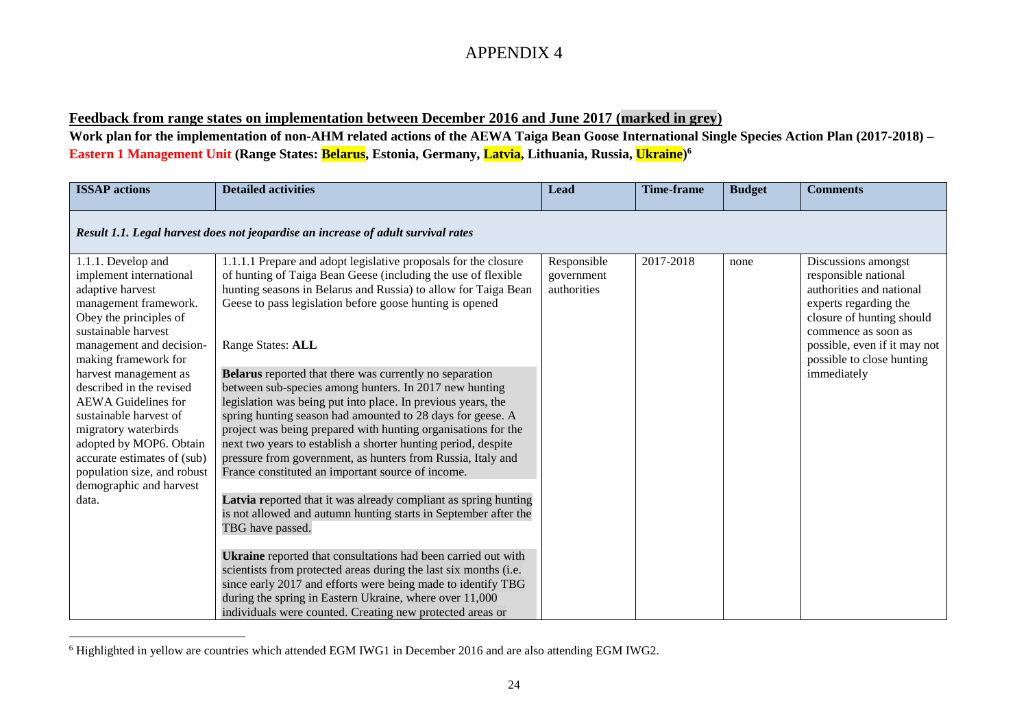# APPENDIX 4

**Feedback from range states on implementation between December 2016 and June 2017 (marked in grey)**

**Work plan for the implementation of non-AHM related actions of the AEWA Taiga Bean Goose International Single Species Action Plan (2017-2018) – Eastern 1 Management Unit (Range States: Belarus, Estonia, Germany, Latvia, Lithuania, Russia, Ukraine)[6]**

| ISSAP actions | Detailed activities | Lead | Time-frame | Budget | Comments |
|---|---|---|---|---|---|
| ***Result 1.1. Legal harvest does not jeopardise an increase of adult survival rates*** | | | | | |
| 1.1.1. Develop and implement international adaptive harvest management framework. Obey the principles of sustainable harvest management and decision-making framework for harvest management as described in the revised AEWA Guidelines for sustainable harvest of migratory waterbirds adopted by MOP6. Obtain accurate estimates of (sub) population size, and robust demographic and harvest data. | 1.1.1.1 Prepare and adopt legislative proposals for the closure of hunting of Taiga Bean Geese (including the use of flexible hunting seasons in Belarus and Russia) to allow for Taiga Bean Geese to pass legislation before goose hunting is opened<br><br>Range States: **ALL**<br><br>**Belarus** reported that there was currently no separation between sub-species among hunters. In 2017 new hunting legislation was being put into place. In previous years, the spring hunting season had amounted to 28 days for geese. A project was being prepared with hunting organisations for the next two years to establish a shorter hunting period, despite pressure from government, as hunters from Russia, Italy and France constituted an important source of income.<br><br>**Latvia** reported that it was already compliant as spring hunting is not allowed and autumn hunting starts in September after the TBG have passed.<br><br>**Ukraine** reported that consultations had been carried out with scientists from protected areas during the last six months (i.e. since early 2017 and efforts were being made to identify TBG during the spring in Eastern Ukraine, where over 11,000 individuals were counted. Creating new protected areas or | Responsible government authorities | 2017-2018 | none | Discussions amongst responsible national authorities and national experts regarding the closure of hunting should commence as soon as possible, even if it may not possible to close hunting immediately |

[6] Highlighted in yellow are countries which attended EGM IWG1 in December 2016 and are also attending EGM IWG2.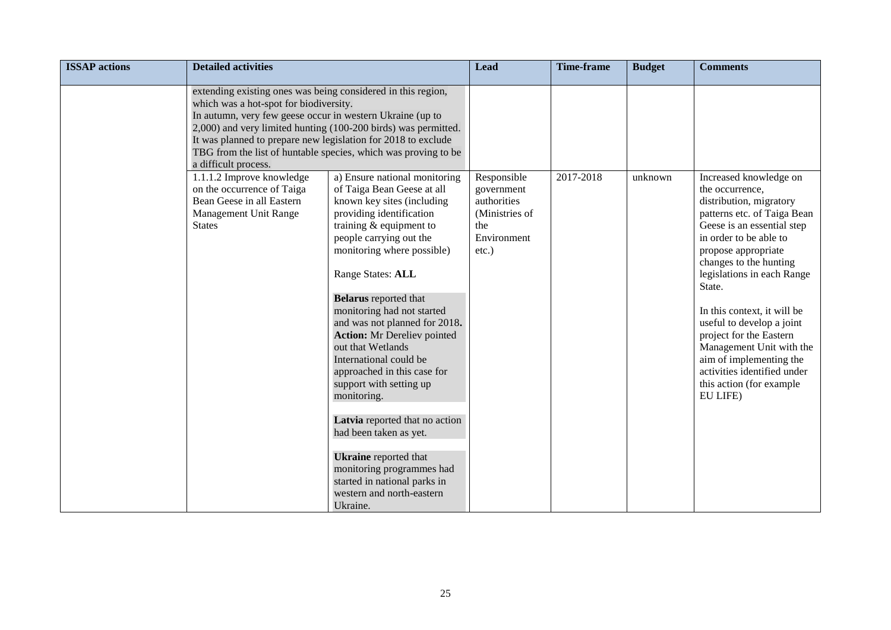| ISSAP actions | Detailed activities | | Lead | Time-frame | Budget | Comments |
|---|---|---|---|---|---|---|
| | extending existing ones was being considered in this region, which was a hot-spot for biodiversity.<br>In autumn, very few geese occur in western Ukraine (up to 2,000) and very limited hunting (100-200 birds) was permitted. It was planned to prepare new legislation for 2018 to exclude TBG from the list of huntable species, which was proving to be a difficult process. | | | | | |
| | 1.1.1.2 Improve knowledge on the occurrence of Taiga Bean Geese in all Eastern Management Unit Range States | a) Ensure national monitoring of Taiga Bean Geese at all known key sites (including providing identification training & equipment to people carrying out the monitoring where possible)<br><br>Range States: **ALL**<br><br>**Belarus** reported that monitoring had not started and was not planned for 2018**.** **Action:** Mr Dereliev pointed out that Wetlands International could be approached in this case for support with setting up monitoring.<br><br>**Latvia** reported that no action had been taken as yet.<br><br>**Ukraine** reported that monitoring programmes had started in national parks in western and north-eastern Ukraine. | Responsible government authorities (Ministries of the Environment etc.) | 2017-2018 | unknown | Increased knowledge on the occurrence, distribution, migratory patterns etc. of Taiga Bean Geese is an essential step in order to be able to propose appropriate changes to the hunting legislations in each Range State.<br><br>In this context, it will be useful to develop a joint project for the Eastern Management Unit with the aim of implementing the activities identified under this action (for example EU LIFE) |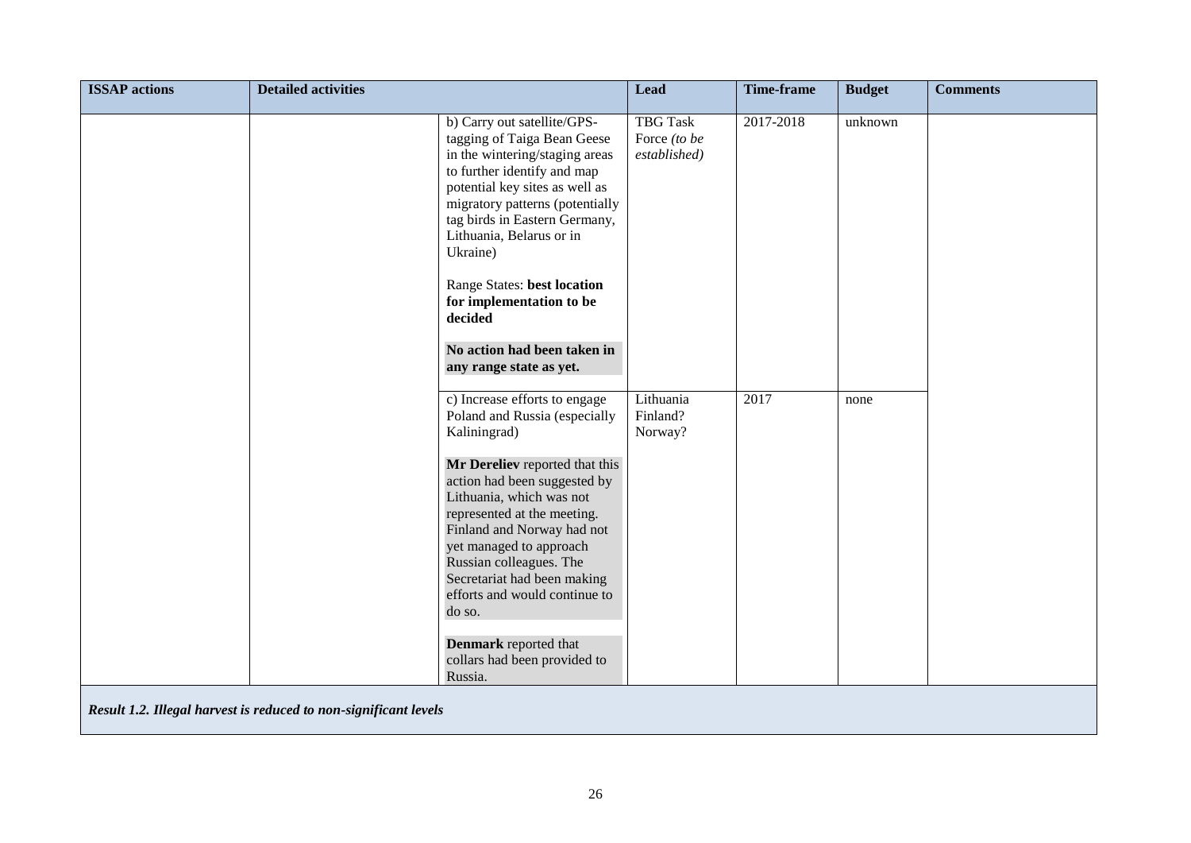| ISSAP actions | Detailed activities | | Lead | Time-frame | Budget | Comments |
|---|---|---|---|---|---|---|
| | | b) Carry out satellite/GPS-tagging of Taiga Bean Geese in the wintering/staging areas to further identify and map potential key sites as well as migratory patterns (potentially tag birds in Eastern Germany, Lithuania, Belarus or in Ukraine)<br><br>Range States: **best location for implementation to be decided**<br><br>**No action had been taken in any range state as yet.** | TBG Task Force *(to be established)* | 2017-2018 | unknown | |
| | | c) Increase efforts to engage Poland and Russia (especially Kaliningrad)<br><br>**Mr Dereliev** reported that this action had been suggested by Lithuania, which was not represented at the meeting. Finland and Norway had not yet managed to approach Russian colleagues. The Secretariat had been making efforts and would continue to do so.<br><br>**Denmark** reported that collars had been provided to Russia. | Lithuania<br>Finland?<br>Norway? | 2017 | none | |
| ***Result 1.2. Illegal harvest is reduced to non-significant levels*** | | | | | | |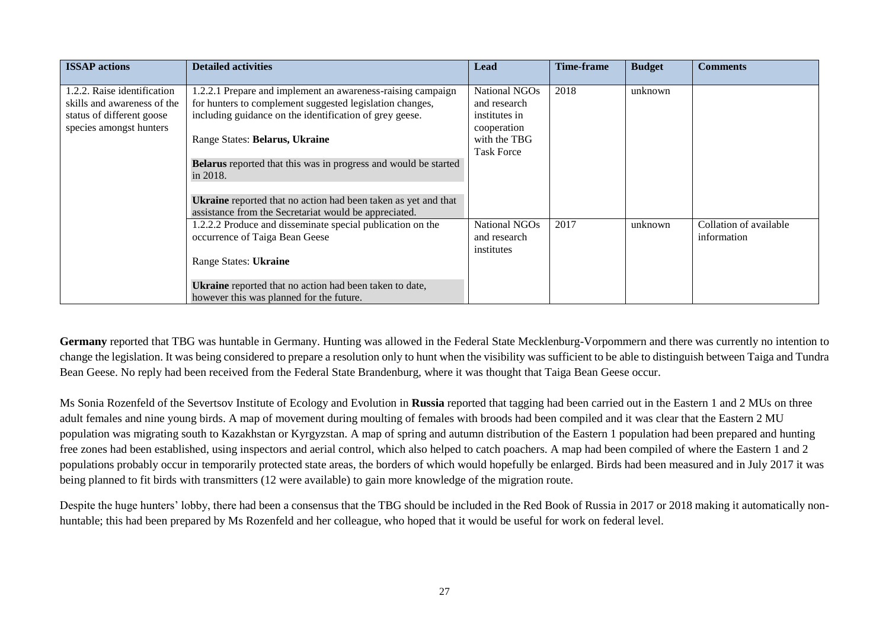| ISSAP actions | Detailed activities | Lead | Time-frame | Budget | Comments |
|---|---|---|---|---|---|
| 1.2.2. Raise identification skills and awareness of the status of different goose species amongst hunters | 1.2.2.1 Prepare and implement an awareness-raising campaign for hunters to complement suggested legislation changes, including guidance on the identification of grey geese.<br><br>Range States: **Belarus, Ukraine**<br><br>**Belarus** reported that this was in progress and would be started in 2018.<br><br>**Ukraine** reported that no action had been taken as yet and that assistance from the Secretariat would be appreciated. | National NGOs and research institutes in cooperation with the TBG Task Force | 2018 | unknown | |
| | 1.2.2.2 Produce and disseminate special publication on the occurrence of Taiga Bean Geese<br><br>Range States: **Ukraine**<br><br>**Ukraine** reported that no action had been taken to date, however this was planned for the future. | National NGOs and research institutes | 2017 | unknown | Collation of available information |

**Germany** reported that TBG was huntable in Germany. Hunting was allowed in the Federal State Mecklenburg-Vorpommern and there was currently no intention to change the legislation. It was being considered to prepare a resolution only to hunt when the visibility was sufficient to be able to distinguish between Taiga and Tundra Bean Geese. No reply had been received from the Federal State Brandenburg, where it was thought that Taiga Bean Geese occur.

Ms Sonia Rozenfeld of the Severtsov Institute of Ecology and Evolution in **Russia** reported that tagging had been carried out in the Eastern 1 and 2 MUs on three adult females and nine young birds. A map of movement during moulting of females with broods had been compiled and it was clear that the Eastern 2 MU population was migrating south to Kazakhstan or Kyrgyzstan. A map of spring and autumn distribution of the Eastern 1 population had been prepared and hunting free zones had been established, using inspectors and aerial control, which also helped to catch poachers. A map had been compiled of where the Eastern 1 and 2 populations probably occur in temporarily protected state areas, the borders of which would hopefully be enlarged. Birds had been measured and in July 2017 it was being planned to fit birds with transmitters (12 were available) to gain more knowledge of the migration route.

Despite the huge hunters' lobby, there had been a consensus that the TBG should be included in the Red Book of Russia in 2017 or 2018 making it automatically non-huntable; this had been prepared by Ms Rozenfeld and her colleague, who hoped that it would be useful for work on federal level.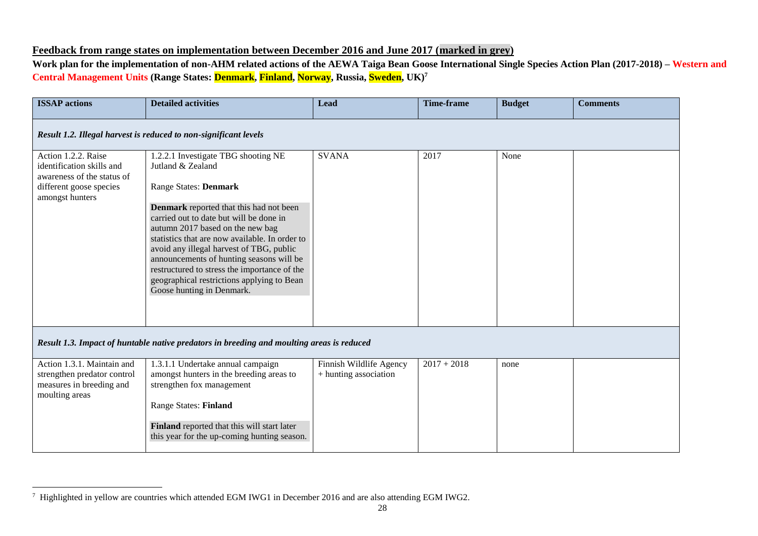**Feedback from range states on implementation between December 2016 and June 2017 (marked in grey)**

**Work plan for the implementation of non-AHM related actions of the AEWA Taiga Bean Goose International Single Species Action Plan (2017-2018) – Western and Central Management Units (Range States: Denmark, Finland, Norway, Russia, Sweden, UK)[7]**

| ISSAP actions | Detailed activities | Lead | Time-frame | Budget | Comments |
|---|---|---|---|---|---|
| *Result 1.2. Illegal harvest is reduced to non-significant levels* | | | | | |
| Action 1.2.2. Raise identification skills and awareness of the status of different goose species amongst hunters | 1.2.2.1 Investigate TBG shooting NE Jutland & Zealand<br><br>Range States: **Denmark**<br><br>**Denmark** reported that this had not been carried out to date but will be done in autumn 2017 based on the new bag statistics that are now available. In order to avoid any illegal harvest of TBG, public announcements of hunting seasons will be restructured to stress the importance of the geographical restrictions applying to Bean Goose hunting in Denmark. | SVANA | 2017 | None | |
| *Result 1.3. Impact of huntable native predators in breeding and moulting areas is reduced* | | | | | |
| Action 1.3.1. Maintain and strengthen predator control measures in breeding and moulting areas | 1.3.1.1 Undertake annual campaign amongst hunters in the breeding areas to strengthen fox management<br><br>Range States: **Finland**<br><br>**Finland** reported that this will start later this year for the up-coming hunting season. | Finnish Wildlife Agency + hunting association | 2017 + 2018 | none | |

[7] Highlighted in yellow are countries which attended EGM IWG1 in December 2016 and are also attending EGM IWG2.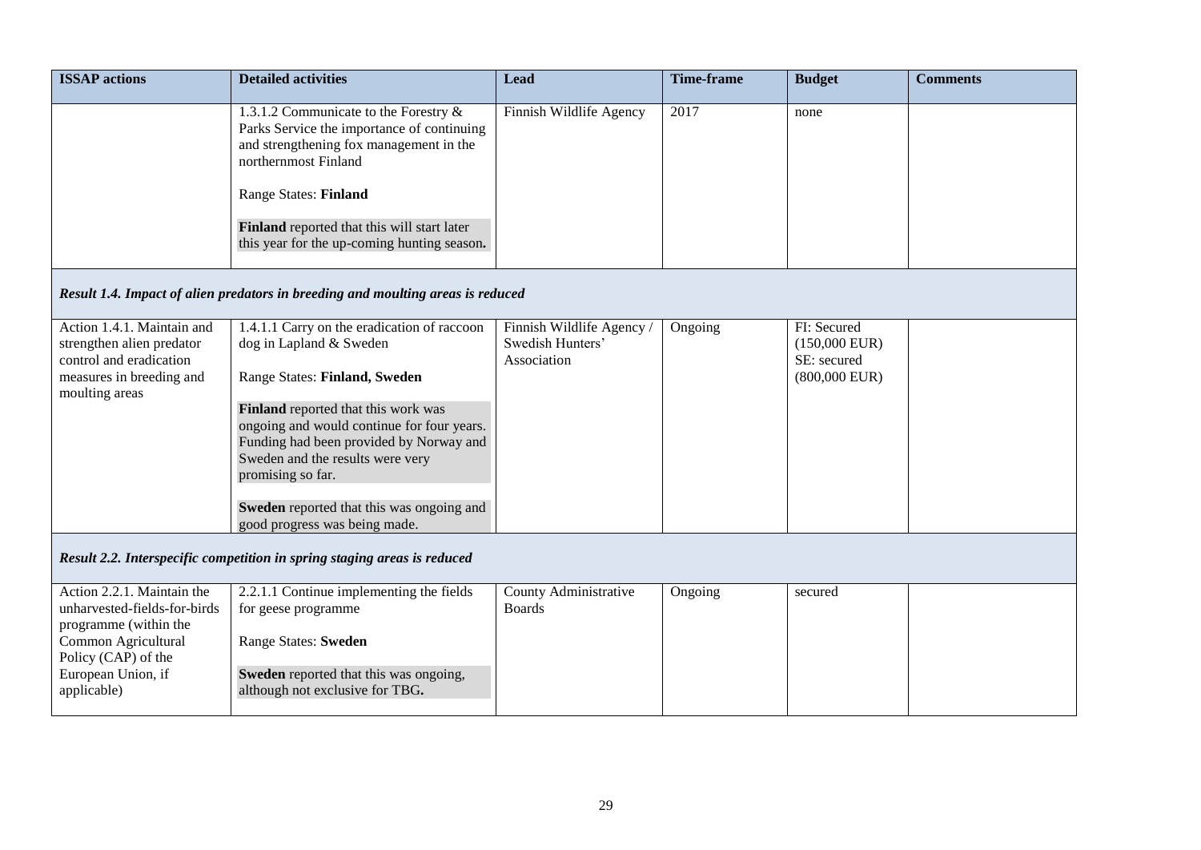| ISSAP actions | Detailed activities | Lead | Time-frame | Budget | Comments |
|---|---|---|---|---|---|
| | 1.3.1.2 Communicate to the Forestry & Parks Service the importance of continuing and strengthening fox management in the northernmost Finland<br><br>Range States: **Finland**<br><br>**Finland** reported that this will start later this year for the up-coming hunting season**.** | Finnish Wildlife Agency | 2017 | none | |
| ***Result 1.4. Impact of alien predators in breeding and moulting areas is reduced*** | | | | | |
| Action 1.4.1. Maintain and strengthen alien predator control and eradication measures in breeding and moulting areas | 1.4.1.1 Carry on the eradication of raccoon dog in Lapland & Sweden<br><br>Range States: **Finland, Sweden**<br><br>**Finland** reported that this work was ongoing and would continue for four years. Funding had been provided by Norway and Sweden and the results were very promising so far.<br><br>**Sweden** reported that this was ongoing and good progress was being made. | Finnish Wildlife Agency / Swedish Hunters' Association | Ongoing | FI: Secured (150,000 EUR) SE: secured (800,000 EUR) | |
| ***Result 2.2. Interspecific competition in spring staging areas is reduced*** | | | | | |
| Action 2.2.1. Maintain the unharvested-fields-for-birds programme (within the Common Agricultural Policy (CAP) of the European Union, if applicable) | 2.2.1.1 Continue implementing the fields for geese programme<br><br>Range States: **Sweden**<br><br>**Sweden** reported that this was ongoing, although not exclusive for TBG**.** | County Administrative Boards | Ongoing | secured | |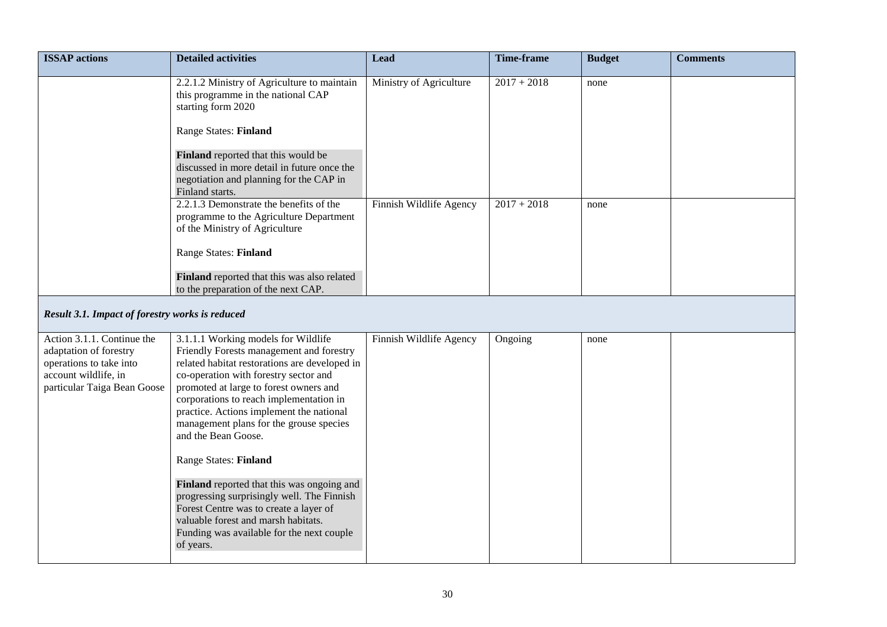| ISSAP actions | Detailed activities | Lead | Time-frame | Budget | Comments |
|---|---|---|---|---|---|
| | 2.2.1.2 Ministry of Agriculture to maintain this programme in the national CAP starting form 2020<br><br>Range States: **Finland**<br><br>**Finland** reported that this would be discussed in more detail in future once the negotiation and planning for the CAP in Finland starts. | Ministry of Agriculture | 2017 + 2018 | none | |
| | 2.2.1.3 Demonstrate the benefits of the programme to the Agriculture Department of the Ministry of Agriculture<br><br>Range States: **Finland**<br><br>**Finland** reported that this was also related to the preparation of the next CAP. | Finnish Wildlife Agency | 2017 + 2018 | none | |
| ***Result 3.1. Impact of forestry works is reduced*** | | | | | |
| Action 3.1.1. Continue the adaptation of forestry operations to take into account wildlife, in particular Taiga Bean Goose | 3.1.1.1 Working models for Wildlife Friendly Forests management and forestry related habitat restorations are developed in co-operation with forestry sector and promoted at large to forest owners and corporations to reach implementation in practice. Actions implement the national management plans for the grouse species and the Bean Goose.<br><br>Range States: **Finland**<br><br>**Finland** reported that this was ongoing and progressing surprisingly well. The Finnish Forest Centre was to create a layer of valuable forest and marsh habitats. Funding was available for the next couple of years. | Finnish Wildlife Agency | Ongoing | none | |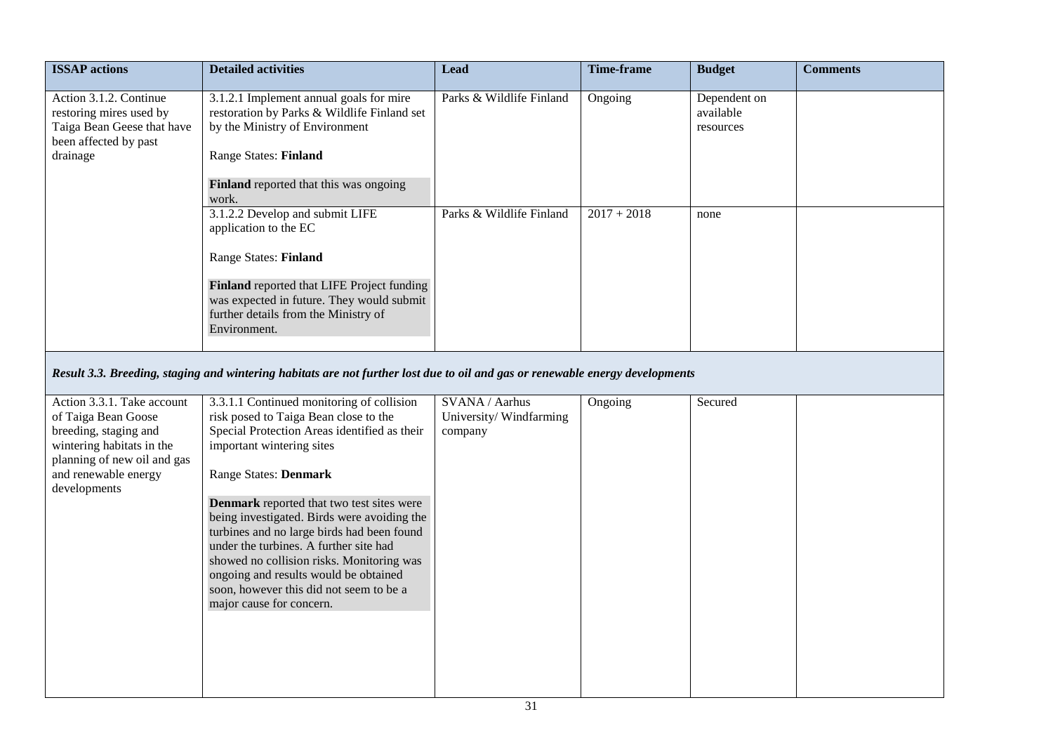| ISSAP actions | Detailed activities | Lead | Time-frame | Budget | Comments |
|---|---|---|---|---|---|
| Action 3.1.2. Continue restoring mires used by Taiga Bean Geese that have been affected by past drainage | 3.1.2.1 Implement annual goals for mire restoration by Parks & Wildlife Finland set by the Ministry of Environment<br><br>Range States: **Finland**<br><br>**Finland** reported that this was ongoing work. | Parks & Wildlife Finland | Ongoing | Dependent on available resources | |
| | 3.1.2.2 Develop and submit LIFE application to the EC<br><br>Range States: **Finland**<br><br>**Finland** reported that LIFE Project funding was expected in future. They would submit further details from the Ministry of Environment. | Parks & Wildlife Finland | 2017 + 2018 | none | |
| ***Result 3.3. Breeding, staging and wintering habitats are not further lost due to oil and gas or renewable energy developments*** | | | | | |
| Action 3.3.1. Take account of Taiga Bean Goose breeding, staging and wintering habitats in the planning of new oil and gas and renewable energy developments | 3.3.1.1 Continued monitoring of collision risk posed to Taiga Bean close to the Special Protection Areas identified as their important wintering sites<br><br>Range States: **Denmark**<br><br>**Denmark** reported that two test sites were being investigated. Birds were avoiding the turbines and no large birds had been found under the turbines. A further site had showed no collision risks. Monitoring was ongoing and results would be obtained soon, however this did not seem to be a major cause for concern. | SVANA / Aarhus University/ Windfarming company | Ongoing | Secured | |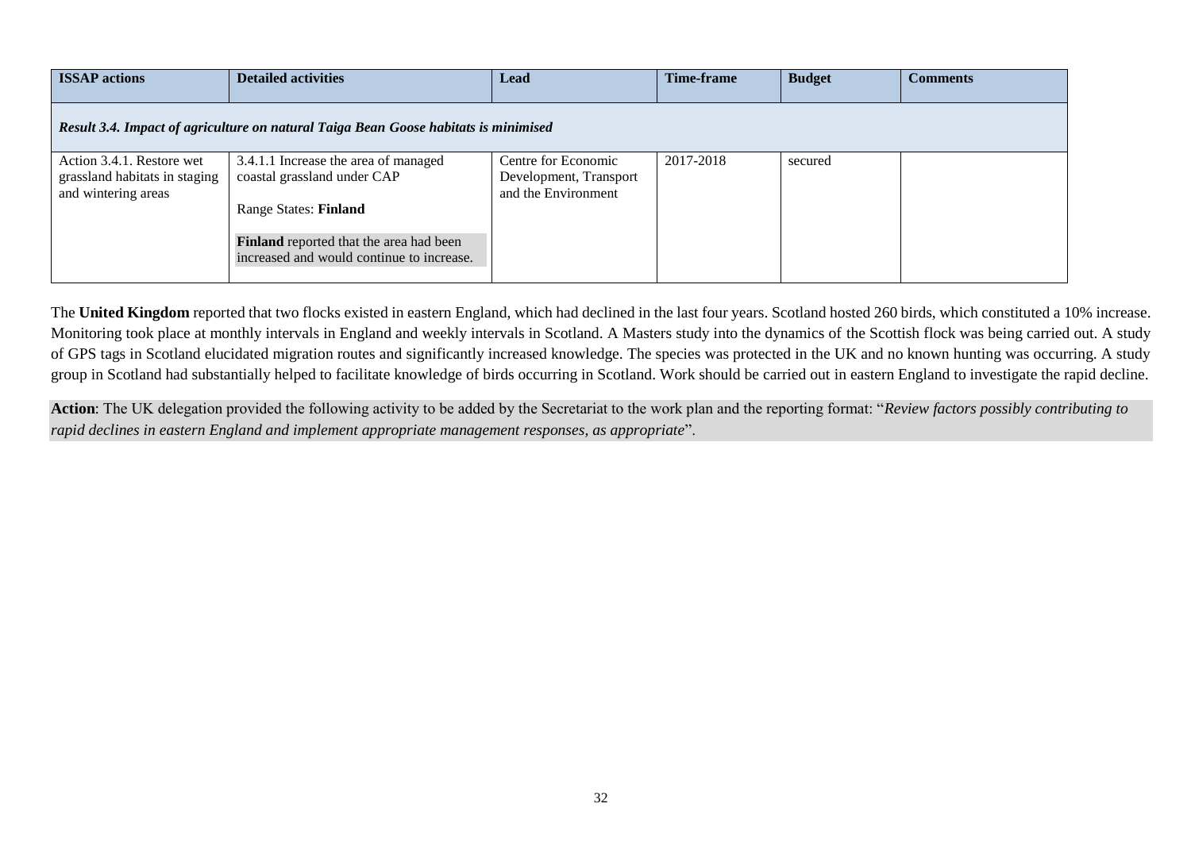| ISSAP actions | Detailed activities | Lead | Time-frame | Budget | Comments |
|---|---|---|---|---|---|
| ***Result 3.4. Impact of agriculture on natural Taiga Bean Goose habitats is minimised*** | | | | | |
| Action 3.4.1. Restore wet grassland habitats in staging and wintering areas | 3.4.1.1 Increase the area of managed coastal grassland under CAP<br><br>Range States: **Finland**<br><br>**Finland** reported that the area had been increased and would continue to increase. | Centre for Economic Development, Transport and the Environment | 2017-2018 | secured | |

The **United Kingdom** reported that two flocks existed in eastern England, which had declined in the last four years. Scotland hosted 260 birds, which constituted a 10% increase. Monitoring took place at monthly intervals in England and weekly intervals in Scotland. A Masters study into the dynamics of the Scottish flock was being carried out. A study of GPS tags in Scotland elucidated migration routes and significantly increased knowledge. The species was protected in the UK and no known hunting was occurring. A study group in Scotland had substantially helped to facilitate knowledge of birds occurring in Scotland. Work should be carried out in eastern England to investigate the rapid decline.

**Action**: The UK delegation provided the following activity to be added by the Secretariat to the work plan and the reporting format: "*Review factors possibly contributing to rapid declines in eastern England and implement appropriate management responses, as appropriate*".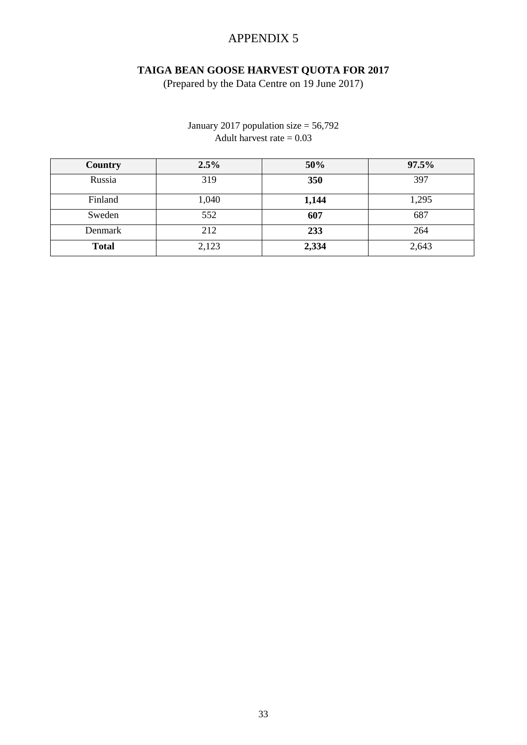# APPENDIX 5

## TAIGA BEAN GOOSE HARVEST QUOTA FOR 2017

(Prepared by the Data Centre on 19 June 2017)

January 2017 population size = 56,792
Adult harvest rate = 0.03

| Country | 2.5% | 50% | 97.5% |
|---|---|---|---|
| Russia | 319 | **350** | 397 |
| Finland | 1,040 | **1,144** | 1,295 |
| Sweden | 552 | **607** | 687 |
| Denmark | 212 | **233** | 264 |
| **Total** | 2,123 | **2,334** | 2,643 |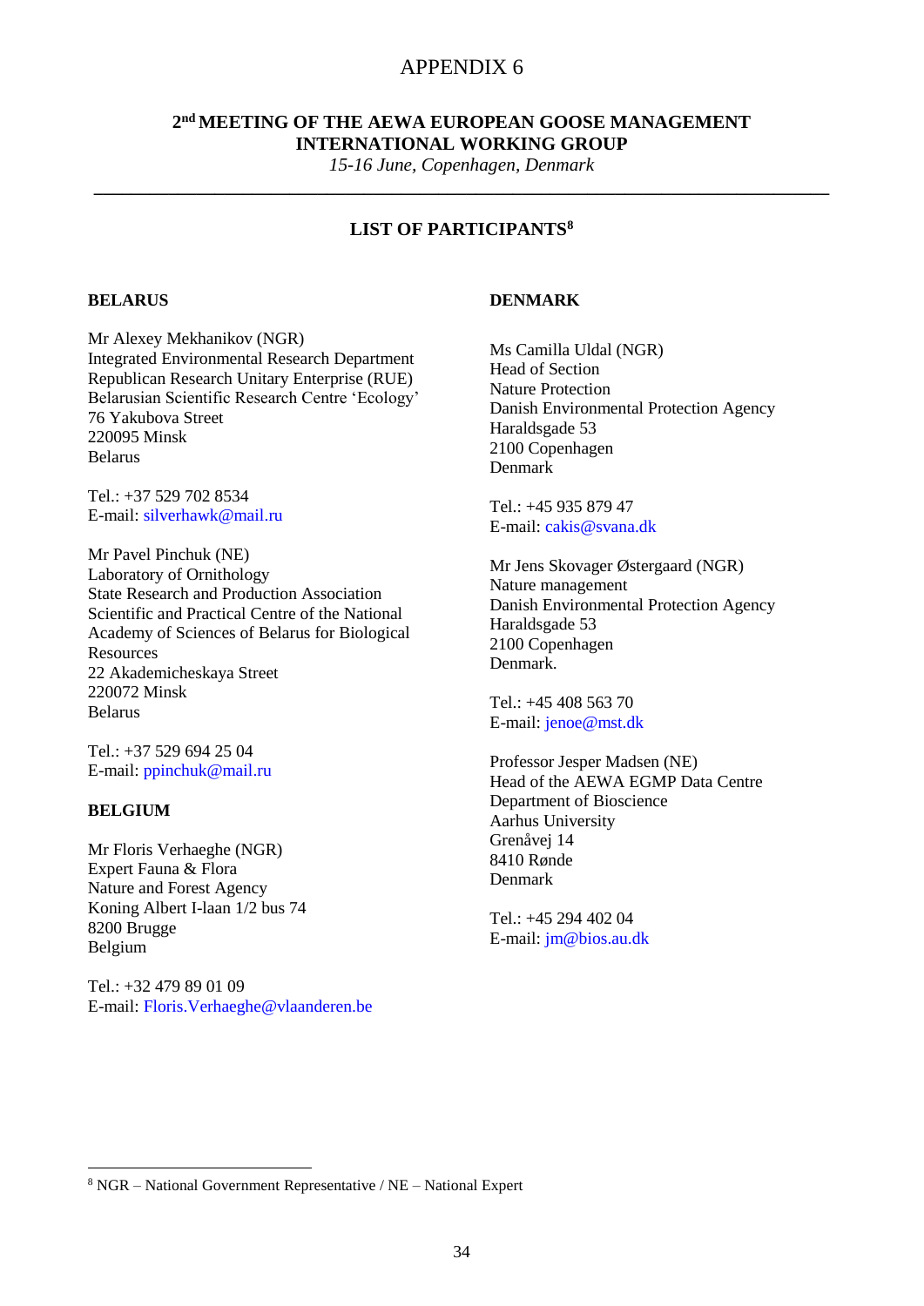# APPENDIX 6

## 2nd MEETING OF THE AEWA EUROPEAN GOOSE MANAGEMENT INTERNATIONAL WORKING GROUP

*15-16 June, Copenhagen, Denmark*

---

### LIST OF PARTICIPANTS[8]

**BELARUS**

Mr Alexey Mekhanikov (NGR)
Integrated Environmental Research Department
Republican Research Unitary Enterprise (RUE)
Belarusian Scientific Research Centre 'Ecology'
76 Yakubova Street
220095 Minsk
Belarus

Tel.: +37 529 702 8534
E-mail: silverhawk@mail.ru

Mr Pavel Pinchuk (NE)
Laboratory of Ornithology
State Research and Production Association
Scientific and Practical Centre of the National Academy of Sciences of Belarus for Biological Resources
22 Akademicheskaya Street
220072 Minsk
Belarus

Tel.: +37 529 694 25 04
E-mail: ppinchuk@mail.ru

**BELGIUM**

Mr Floris Verhaeghe (NGR)
Expert Fauna & Flora
Nature and Forest Agency
Koning Albert I-laan 1/2 bus 74
8200 Brugge
Belgium

Tel.: +32 479 89 01 09
E-mail: Floris.Verhaeghe@vlaanderen.be

**DENMARK**

Ms Camilla Uldal (NGR)
Head of Section
Nature Protection
Danish Environmental Protection Agency
Haraldsgade 53
2100 Copenhagen
Denmark

Tel.: +45 935 879 47
E-mail: cakis@svana.dk

Mr Jens Skovager Østergaard (NGR)
Nature management
Danish Environmental Protection Agency
Haraldsgade 53
2100 Copenhagen
Denmark.

Tel.: +45 408 563 70
E-mail: jenoe@mst.dk

Professor Jesper Madsen (NE)
Head of the AEWA EGMP Data Centre
Department of Bioscience
Aarhus University
Grenåvej 14
8410 Rønde
Denmark

Tel.: +45 294 402 04
E-mail: jm@bios.au.dk

---

[8] NGR – National Government Representative / NE – National Expert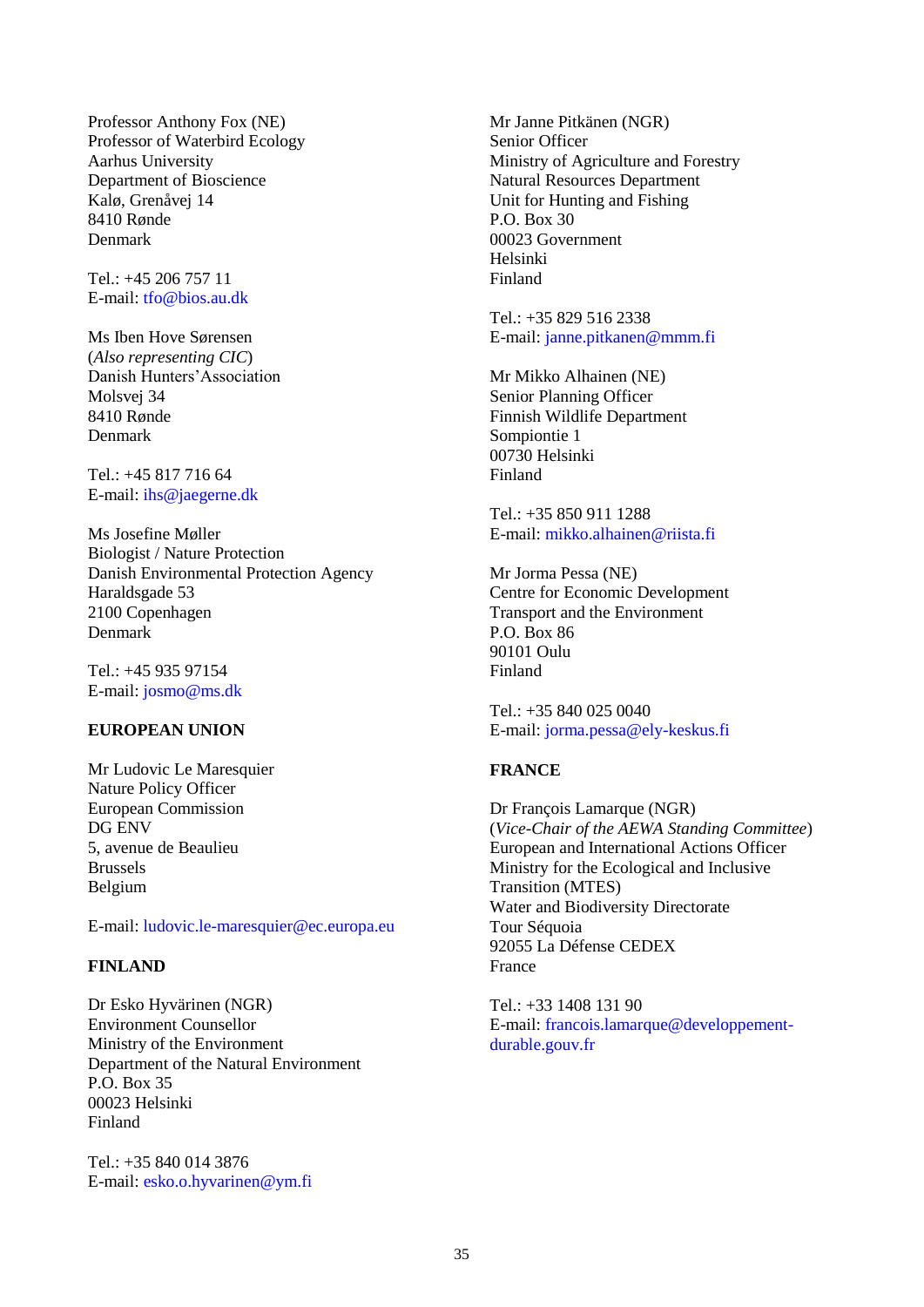Professor Anthony Fox (NE)
Professor of Waterbird Ecology
Aarhus University
Department of Bioscience
Kalø, Grenåvej 14
8410 Rønde
Denmark

Tel.: +45 206 757 11
E-mail: tfo@bios.au.dk

Ms Iben Hove Sørensen
(*Also representing CIC*)
Danish Hunters' Association
Molsvej 34
8410 Rønde
Denmark

Tel.: +45 817 716 64
E-mail: ihs@jaegerne.dk

Ms Josefine Møller
Biologist / Nature Protection
Danish Environmental Protection Agency
Haraldsgade 53
2100 Copenhagen
Denmark

Tel.: +45 935 97154
E-mail: josmo@ms.dk

**EUROPEAN UNION**

Mr Ludovic Le Maresquier
Nature Policy Officer
European Commission
DG ENV
5, avenue de Beaulieu
Brussels
Belgium

E-mail: ludovic.le-maresquier@ec.europa.eu

**FINLAND**

Dr Esko Hyvärinen (NGR)
Environment Counsellor
Ministry of the Environment
Department of the Natural Environment
P.O. Box 35
00023 Helsinki
Finland

Tel.: +35 840 014 3876
E-mail: esko.o.hyvarinen@ym.fi

Mr Janne Pitkänen (NGR)
Senior Officer
Ministry of Agriculture and Forestry
Natural Resources Department
Unit for Hunting and Fishing
P.O. Box 30
00023 Government
Helsinki
Finland

Tel.: +35 829 516 2338
E-mail: janne.pitkanen@mmm.fi

Mr Mikko Alhainen (NE)
Senior Planning Officer
Finnish Wildlife Department
Sompiontie 1
00730 Helsinki
Finland

Tel.: +35 850 911 1288
E-mail: mikko.alhainen@riista.fi

Mr Jorma Pessa (NE)
Centre for Economic Development
Transport and the Environment
P.O. Box 86
90101 Oulu
Finland

Tel.: +35 840 025 0040
E-mail: jorma.pessa@ely-keskus.fi

**FRANCE**

Dr François Lamarque (NGR)
(*Vice-Chair of the AEWA Standing Committee*)
European and International Actions Officer
Ministry for the Ecological and Inclusive Transition (MTES)
Water and Biodiversity Directorate
Tour Séquoia
92055 La Défense CEDEX
France

Tel.: +33 1408 131 90
E-mail: francois.lamarque@developpement-durable.gouv.fr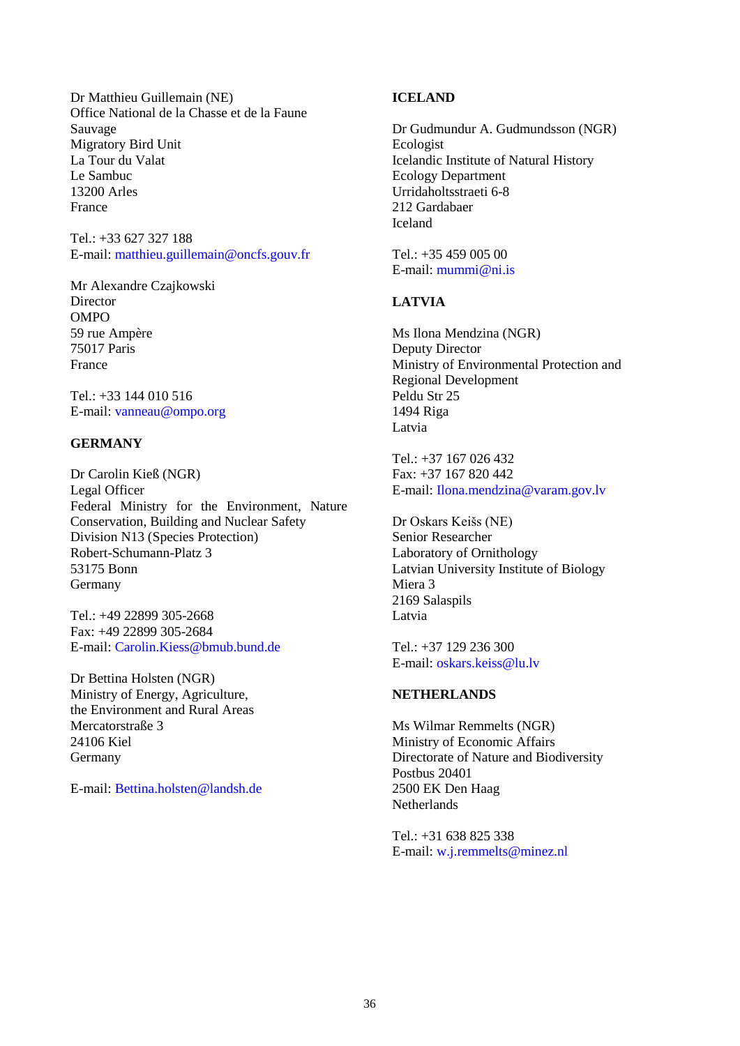Dr Matthieu Guillemain (NE)
Office National de la Chasse et de la Faune Sauvage
Migratory Bird Unit
La Tour du Valat
Le Sambuc
13200 Arles
France

Tel.: +33 627 327 188
E-mail: matthieu.guillemain@oncfs.gouv.fr

Mr Alexandre Czajkowski
Director
OMPO
59 rue Ampère
75017 Paris
France

Tel.: +33 144 010 516
E-mail: vanneau@ompo.org

**GERMANY**

Dr Carolin Kieß (NGR)
Legal Officer
Federal Ministry for the Environment, Nature Conservation, Building and Nuclear Safety
Division N13 (Species Protection)
Robert-Schumann-Platz 3
53175 Bonn
Germany

Tel.: +49 22899 305-2668
Fax: +49 22899 305-2684
E-mail: Carolin.Kiess@bmub.bund.de

Dr Bettina Holsten (NGR)
Ministry of Energy, Agriculture, the Environment and Rural Areas
Mercatorstraße 3
24106 Kiel
Germany

E-mail: Bettina.holsten@landsh.de

**ICELAND**

Dr Gudmundur A. Gudmundsson (NGR)
Ecologist
Icelandic Institute of Natural History
Ecology Department
Urridaholtsstraeti 6-8
212 Gardabaer
Iceland

Tel.: +35 459 005 00
E-mail: mummi@ni.is

**LATVIA**

Ms Ilona Mendzina (NGR)
Deputy Director
Ministry of Environmental Protection and Regional Development
Peldu Str 25
1494 Riga
Latvia

Tel.: +37 167 026 432
Fax: +37 167 820 442
E-mail: Ilona.mendzina@varam.gov.lv

Dr Oskars Keišs (NE)
Senior Researcher
Laboratory of Ornithology
Latvian University Institute of Biology
Miera 3
2169 Salaspils
Latvia

Tel.: +37 129 236 300
E-mail: oskars.keiss@lu.lv

**NETHERLANDS**

Ms Wilmar Remmelts (NGR)
Ministry of Economic Affairs
Directorate of Nature and Biodiversity
Postbus 20401
2500 EK Den Haag
Netherlands

Tel.: +31 638 825 338
E-mail: w.j.remmelts@minez.nl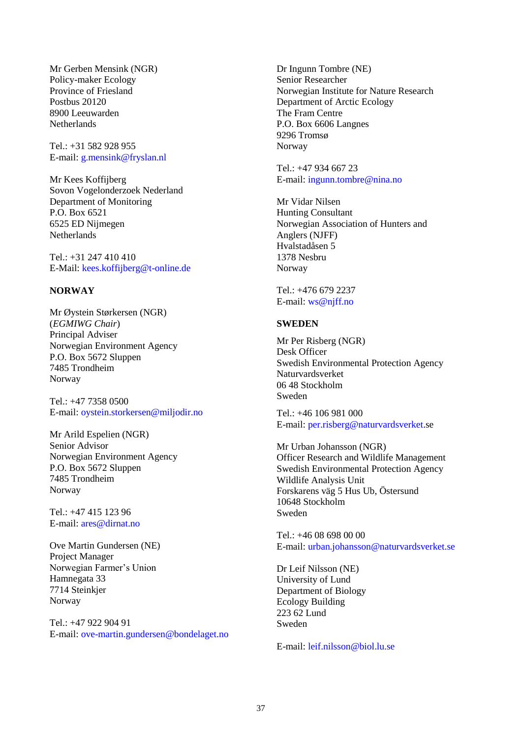Mr Gerben Mensink (NGR)
Policy-maker Ecology
Province of Friesland
Postbus 20120
8900 Leeuwarden
Netherlands

Tel.: +31 582 928 955
E-mail: g.mensink@fryslan.nl

Mr Kees Koffijberg
Sovon Vogelonderzoek Nederland
Department of Monitoring
P.O. Box 6521
6525 ED Nijmegen
Netherlands

Tel.: +31 247 410 410
E-Mail: kees.koffijberg@t-online.de

**NORWAY**

Mr Øystein Størkersen (NGR)
(*EGMIWG Chair*)
Principal Adviser
Norwegian Environment Agency
P.O. Box 5672 Sluppen
7485 Trondheim
Norway

Tel.: +47 7358 0500
E-mail: oystein.storkersen@miljodir.no

Mr Arild Espelien (NGR)
Senior Advisor
Norwegian Environment Agency
P.O. Box 5672 Sluppen
7485 Trondheim
Norway

Tel.: +47 415 123 96
E-mail: ares@dirnat.no

Ove Martin Gundersen (NE)
Project Manager
Norwegian Farmer's Union
Hamnegata 33
7714 Steinkjer
Norway

Tel.: +47 922 904 91
E-mail: ove-martin.gundersen@bondelaget.no

Dr Ingunn Tombre (NE)
Senior Researcher
Norwegian Institute for Nature Research
Department of Arctic Ecology
The Fram Centre
P.O. Box 6606 Langnes
9296 Tromsø
Norway

Tel.: +47 934 667 23
E-mail: ingunn.tombre@nina.no

Mr Vidar Nilsen
Hunting Consultant
Norwegian Association of Hunters and Anglers (NJFF)
Hvalstadåsen 5
1378 Nesbru
Norway

Tel.: +476 679 2237
E-mail: ws@njff.no

**SWEDEN**

Mr Per Risberg (NGR)
Desk Officer
Swedish Environmental Protection Agency
Naturvardsverket
06 48 Stockholm
Sweden

Tel.: +46 106 981 000
E-mail: per.risberg@naturvardsverket.se

Mr Urban Johansson (NGR)
Officer Research and Wildlife Management
Swedish Environmental Protection Agency
Wildlife Analysis Unit
Forskarens väg 5 Hus Ub, Östersund
10648 Stockholm
Sweden

Tel.: +46 08 698 00 00
E-mail: urban.johansson@naturvardsverket.se

Dr Leif Nilsson (NE)
University of Lund
Department of Biology
Ecology Building
223 62 Lund
Sweden

E-mail: leif.nilsson@biol.lu.se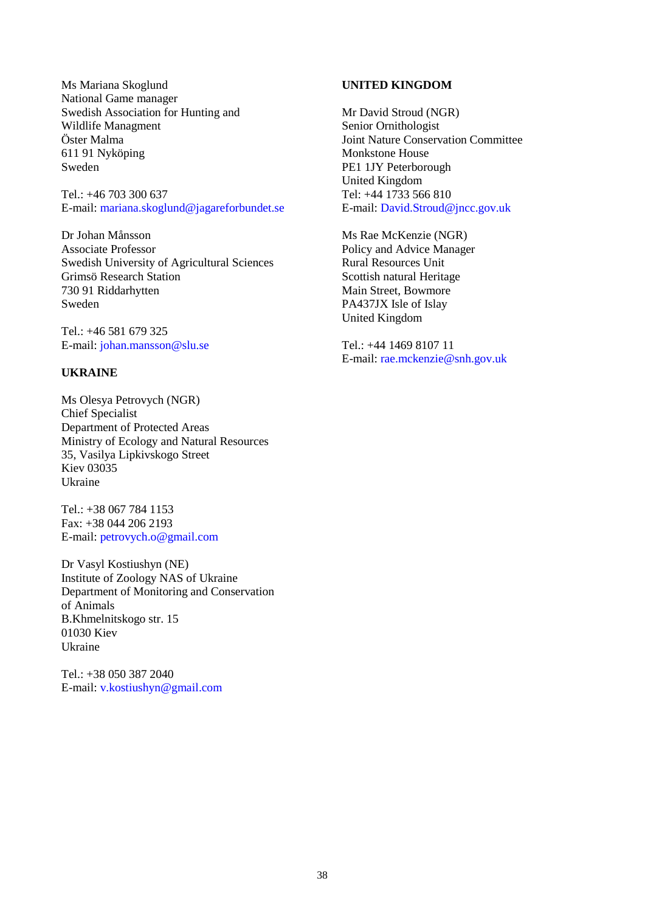Ms Mariana Skoglund
National Game manager
Swedish Association for Hunting and
Wildlife Managment
Öster Malma
611 91 Nyköping
Sweden

Tel.: +46 703 300 637
E-mail: mariana.skoglund@jagareforbundet.se

Dr Johan Månsson
Associate Professor
Swedish University of Agricultural Sciences
Grimsö Research Station
730 91 Riddarhytten
Sweden

Tel.: +46 581 679 325
E-mail: johan.mansson@slu.se

**UKRAINE**

Ms Olesya Petrovych (NGR)
Chief Specialist
Department of Protected Areas
Ministry of Ecology and Natural Resources
35, Vasilya Lipkivskogo Street
Kiev 03035
Ukraine

Tel.: +38 067 784 1153
Fax: +38 044 206 2193
E-mail: petrovych.o@gmail.com

Dr Vasyl Kostiushyn (NE)
Institute of Zoology NAS of Ukraine
Department of Monitoring and Conservation
of Animals
B.Khmelnitskogo str. 15
01030 Kiev
Ukraine

Tel.: +38 050 387 2040
E-mail: v.kostiushyn@gmail.com

**UNITED KINGDOM**

Mr David Stroud (NGR)
Senior Ornithologist
Joint Nature Conservation Committee
Monkstone House
PE1 1JY Peterborough
United Kingdom
Tel: +44 1733 566 810
E-mail: David.Stroud@jncc.gov.uk

Ms Rae McKenzie (NGR)
Policy and Advice Manager
Rural Resources Unit
Scottish natural Heritage
Main Street, Bowmore
PA437JX Isle of Islay
United Kingdom

Tel.: +44 1469 8107 11
E-mail: rae.mckenzie@snh.gov.uk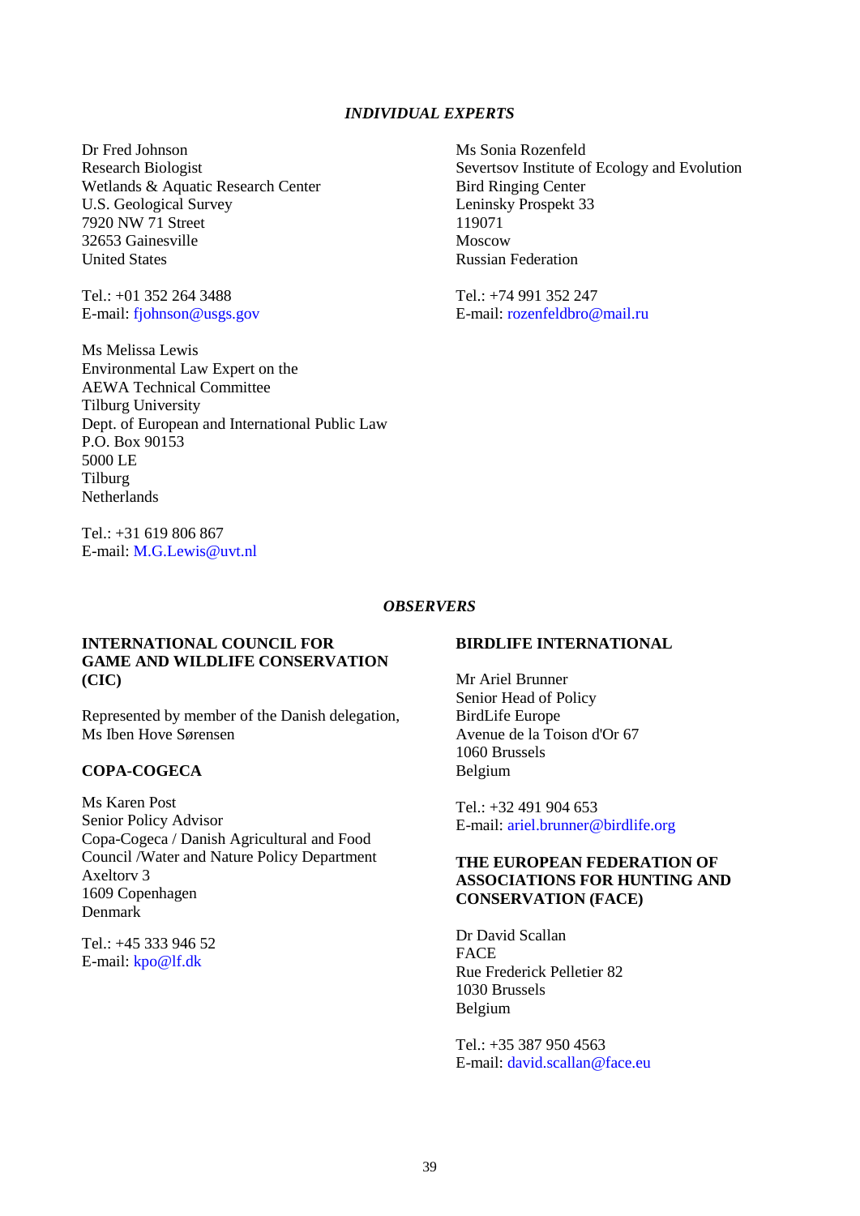*INDIVIDUAL EXPERTS*

Dr Fred Johnson
Research Biologist
Wetlands & Aquatic Research Center
U.S. Geological Survey
7920 NW 71 Street
32653 Gainesville
United States

Tel.: +01 352 264 3488
E-mail: fjohnson@usgs.gov

Ms Melissa Lewis
Environmental Law Expert on the
AEWA Technical Committee
Tilburg University
Dept. of European and International Public Law
P.O. Box 90153
5000 LE
Tilburg
Netherlands

Tel.: +31 619 806 867
E-mail: M.G.Lewis@uvt.nl

Ms Sonia Rozenfeld
Severtsov Institute of Ecology and Evolution
Bird Ringing Center
Leninsky Prospekt 33
119071
Moscow
Russian Federation

Tel.: +74 991 352 247
E-mail: rozenfeldbro@mail.ru

*OBSERVERS*

**INTERNATIONAL COUNCIL FOR GAME AND WILDLIFE CONSERVATION (CIC)**

Represented by member of the Danish delegation,
Ms Iben Hove Sørensen

**COPA-COGECA**

Ms Karen Post
Senior Policy Advisor
Copa-Cogeca / Danish Agricultural and Food Council /Water and Nature Policy Department
Axeltorv 3
1609 Copenhagen
Denmark

Tel.: +45 333 946 52
E-mail: kpo@lf.dk

**BIRDLIFE INTERNATIONAL**

Mr Ariel Brunner
Senior Head of Policy
BirdLife Europe
Avenue de la Toison d'Or 67
1060 Brussels
Belgium

Tel.: +32 491 904 653
E-mail: ariel.brunner@birdlife.org

**THE EUROPEAN FEDERATION OF ASSOCIATIONS FOR HUNTING AND CONSERVATION (FACE)**

Dr David Scallan
FACE
Rue Frederick Pelletier 82
1030 Brussels
Belgium

Tel.: +35 387 950 4563
E-mail: david.scallan@face.eu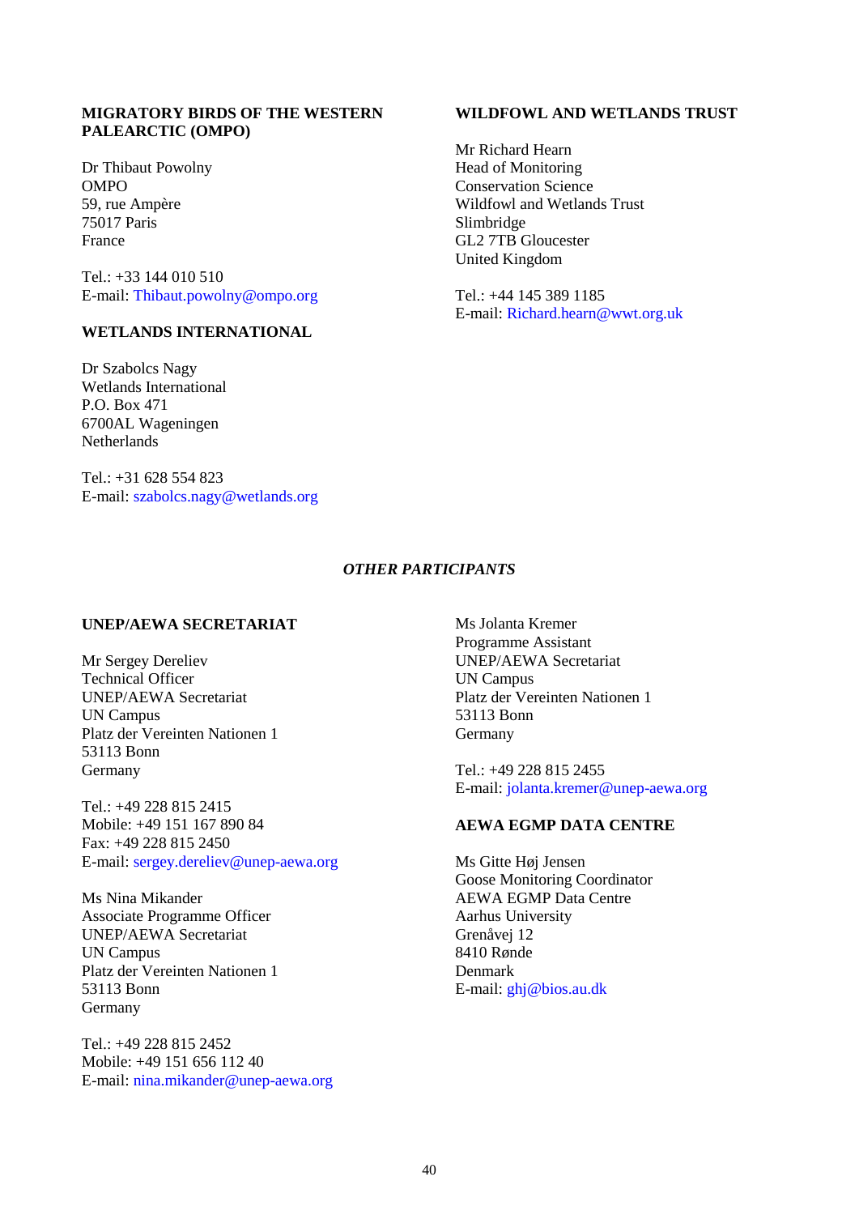**MIGRATORY BIRDS OF THE WESTERN PALEARCTIC (OMPO)**

Dr Thibaut Powolny
OMPO
59, rue Ampère
75017 Paris
France

Tel.: +33 144 010 510
E-mail: Thibaut.powolny@ompo.org

**WETLANDS INTERNATIONAL**

Dr Szabolcs Nagy
Wetlands International
P.O. Box 471
6700AL Wageningen
Netherlands

Tel.: +31 628 554 823
E-mail: szabolcs.nagy@wetlands.org

**WILDFOWL AND WETLANDS TRUST**

Mr Richard Hearn
Head of Monitoring
Conservation Science
Wildfowl and Wetlands Trust
Slimbridge
GL2 7TB Gloucester
United Kingdom

Tel.: +44 145 389 1185
E-mail: Richard.hearn@wwt.org.uk

***OTHER PARTICIPANTS***

**UNEP/AEWA SECRETARIAT**

Mr Sergey Dereliev
Technical Officer
UNEP/AEWA Secretariat
UN Campus
Platz der Vereinten Nationen 1
53113 Bonn
Germany

Tel.: +49 228 815 2415
Mobile: +49 151 167 890 84
Fax: +49 228 815 2450
E-mail: sergey.dereliev@unep-aewa.org

Ms Nina Mikander
Associate Programme Officer
UNEP/AEWA Secretariat
UN Campus
Platz der Vereinten Nationen 1
53113 Bonn
Germany

Tel.: +49 228 815 2452
Mobile: +49 151 656 112 40
E-mail: nina.mikander@unep-aewa.org

Ms Jolanta Kremer
Programme Assistant
UNEP/AEWA Secretariat
UN Campus
Platz der Vereinten Nationen 1
53113 Bonn
Germany

Tel.: +49 228 815 2455
E-mail: jolanta.kremer@unep-aewa.org

**AEWA EGMP DATA CENTRE**

Ms Gitte Høj Jensen
Goose Monitoring Coordinator
AEWA EGMP Data Centre
Aarhus University
Grenåvej 12
8410 Rønde
Denmark
E-mail: ghj@bios.au.dk